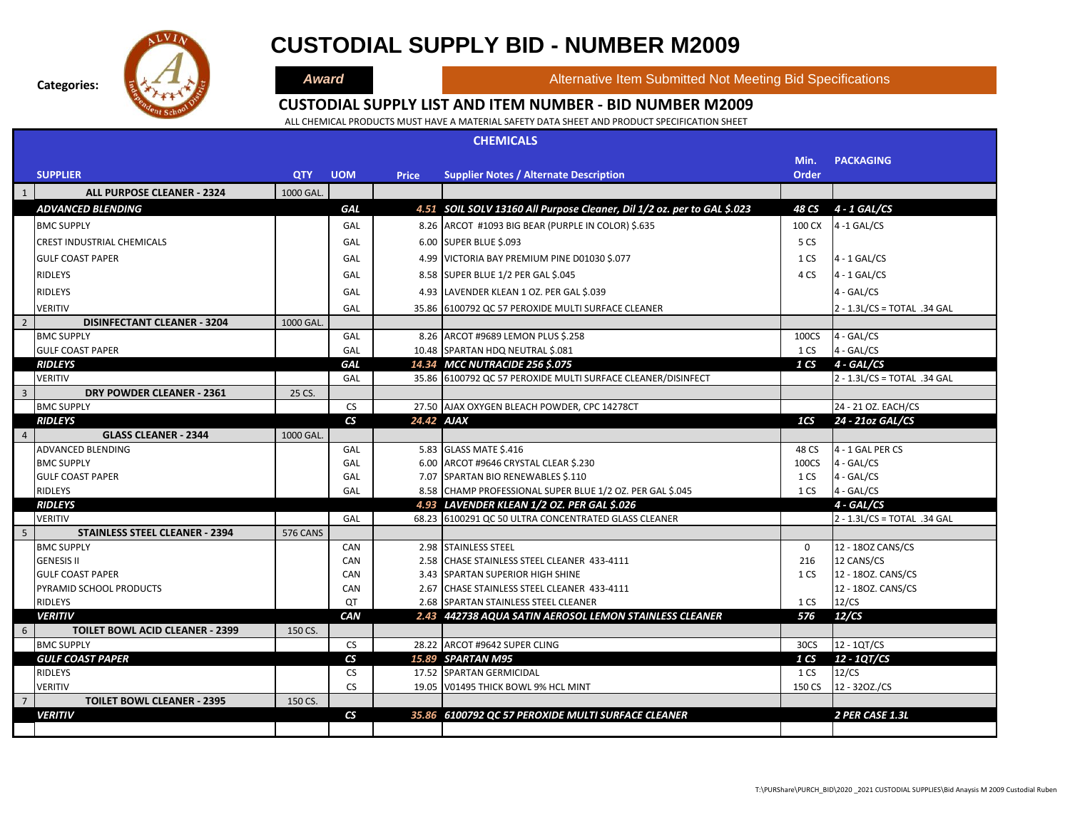# CUSTODIAL SUPPLY BID - NUMBER M2009

**Categories:** **Award** | Alternative Item Submitted Not Meeting Bid Specifications

## CUSTODIAL SUPPLY LIST AND ITEM NUMBER - BID NUMBER M2009

ALL CHEMICAL PRODUCTS MUST HAVE A MATERIAL SAFETY DATA SHEET AND PRODUCT SPECIFICATION SHEET

### CHEMICALS

| | SUPPLIER | QTY | UOM | Price | Supplier Notes / Alternate Description | Min. Order | PACKAGING |
|---|---|---|---|---|---|---|---|
| 1 | **ALL PURPOSE CLEANER - 2324** | 1000 GAL. | | | | | |
| | ***ADVANCED BLENDING*** | | ***GAL*** | ***4.51*** | ***SOIL SOLV 13160 All Purpose Cleaner, Dil 1/2 oz. per to GAL $.023*** | ***48 CS*** | ***4 - 1 GAL/CS*** |
| | BMC SUPPLY | | GAL | 8.26 | ARCOT #1093 BIG BEAR (PURPLE IN COLOR) $.635 | 100 CX | 4 -1 GAL/CS |
| | CREST INDUSTRIAL CHEMICALS | | GAL | 6.00 | SUPER BLUE $.093 | 5 CS | |
| | GULF COAST PAPER | | GAL | 4.99 | VICTORIA BAY PREMIUM PINE D01030 $.077 | 1 CS | 4 - 1 GAL/CS |
| | RIDLEYS | | GAL | 8.58 | SUPER BLUE 1/2 PER GAL $.045 | 4 CS | 4 - 1 GAL/CS |
| | RIDLEYS | | GAL | 4.93 | LAVENDER KLEAN 1 OZ. PER GAL $.039 | | 4 - GAL/CS |
| | VERITIV | | GAL | 35.86 | 6100792 QC 57 PEROXIDE MULTI SURFACE CLEANER | | 2 - 1.3L/CS = TOTAL .34 GAL |
| 2 | **DISINFECTANT CLEANER - 3204** | 1000 GAL. | | | | | |
| | BMC SUPPLY | | GAL | 8.26 | ARCOT #9689 LEMON PLUS $.258 | 100CS | 4 - GAL/CS |
| | GULF COAST PAPER | | GAL | 10.48 | SPARTAN HDQ NEUTRAL $.081 | 1 CS | 4 - GAL/CS |
| | ***RIDLEYS*** | | ***GAL*** | ***14.34*** | ***MCC NUTRACIDE 256 $.075*** | ***1 CS*** | ***4 - GAL/CS*** |
| | VERITIV | | GAL | 35.86 | 6100792 QC 57 PEROXIDE MULTI SURFACE CLEANER/DISINFECT | | 2 - 1.3L/CS = TOTAL .34 GAL |
| 3 | **DRY POWDER CLEANER - 2361** | 25 CS. | | | | | |
| | BMC SUPPLY | | CS | 27.50 | AJAX OXYGEN BLEACH POWDER, CPC 14278CT | | 24 - 21 OZ. EACH/CS |
| | ***RIDLEYS*** | | ***CS*** | ***24.42*** | ***AJAX*** | ***1CS*** | ***24 - 21oz GAL/CS*** |
| 4 | **GLASS CLEANER - 2344** | 1000 GAL. | | | | | |
| | ADVANCED BLENDING | | GAL | 5.83 | GLASS MATE $.416 | 48 CS | 4 - 1 GAL PER CS |
| | BMC SUPPLY | | GAL | 6.00 | ARCOT #9646 CRYSTAL CLEAR $.230 | 100CS | 4 - GAL/CS |
| | GULF COAST PAPER | | GAL | 7.07 | SPARTAN BIO RENEWABLES $.110 | 1 CS | 4 - GAL/CS |
| | RIDLEYS | | GAL | 8.58 | CHAMP PROFESSIONAL SUPER BLUE 1/2 OZ. PER GAL $.045 | 1 CS | 4 - GAL/CS |
| | ***RIDLEYS*** | | | ***4.93*** | ***LAVENDER KLEAN 1/2 OZ. PER GAL $.026*** | | ***4 - GAL/CS*** |
| | VERITIV | | GAL | 68.23 | 6100291 QC 50 ULTRA CONCENTRATED GLASS CLEANER | | 2 - 1.3L/CS = TOTAL .34 GAL |
| 5 | **STAINLESS STEEL CLEANER - 2394** | 576 CANS | | | | | |
| | BMC SUPPLY | | CAN | 2.98 | STAINLESS STEEL | 0 | 12 - 18OZ CANS/CS |
| | GENESIS II | | CAN | 2.58 | CHASE STAINLESS STEEL CLEANER 433-4111 | 216 | 12 CANS/CS |
| | GULF COAST PAPER | | CAN | 3.43 | SPARTAN SUPERIOR HIGH SHINE | 1 CS | 12 - 18OZ. CANS/CS |
| | PYRAMID SCHOOL PRODUCTS | | CAN | 2.67 | CHASE STAINLESS STEEL CLEANER 433-4111 | | 12 - 18OZ. CANS/CS |
| | RIDLEYS | | QT | 2.68 | SPARTAN STAINLESS STEEL CLEANER | 1 CS | 12/CS |
| | ***VERITIV*** | | ***CAN*** | ***2.43*** | ***442738 AQUA SATIN AEROSOL LEMON STAINLESS CLEANER*** | ***576*** | ***12/CS*** |
| 6 | **TOILET BOWL ACID CLEANER - 2399** | 150 CS. | | | | | |
| | BMC SUPPLY | | CS | 28.22 | ARCOT #9642 SUPER CLING | 30CS | 12 - 1QT/CS |
| | ***GULF COAST PAPER*** | | ***CS*** | ***15.89*** | ***SPARTAN M95*** | ***1 CS*** | ***12 - 1QT/CS*** |
| | RIDLEYS | | CS | 17.52 | SPARTAN GERMICIDAL | 1 CS | 12/CS |
| | VERITIV | | CS | 19.05 | V01495 THICK BOWL 9% HCL MINT | 150 CS | 12 - 32OZ./CS |
| 7 | **TOILET BOWL CLEANER - 2395** | 150 CS. | | | | | |
| | ***VERITIV*** | | ***CS*** | ***35.86*** | ***6100792 QC 57 PEROXIDE MULTI SURFACE CLEANER*** | | ***2 PER CASE 1.3L*** |
| | | | | | | | |

T:\PURShare\PURCH_BID\2020 _2021 CUSTODIAL SUPPLIES\Bid Anaysis M 2009 Custodial Ruben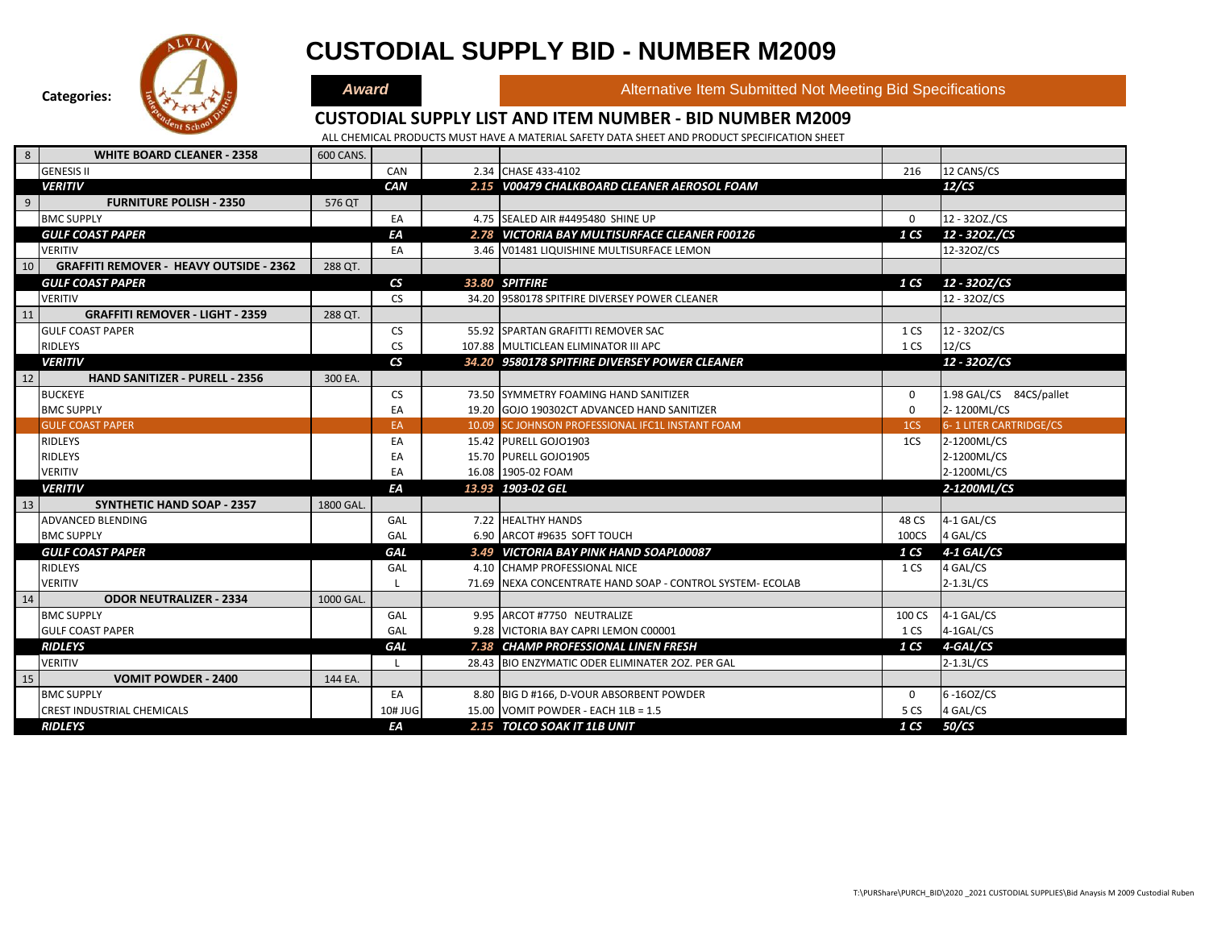# CUSTODIAL SUPPLY BID - NUMBER M2009

**Categories:**

***Award*** | Alternative Item Submitted Not Meeting Bid Specifications

## CUSTODIAL SUPPLY LIST AND ITEM NUMBER - BID NUMBER M2009

ALL CHEMICAL PRODUCTS MUST HAVE A MATERIAL SAFETY DATA SHEET AND PRODUCT SPECIFICATION SHEET

| # | Item / Vendor | Qty | Unit | Price | Description | | Pack |
|---|---|---|---|---|---|---|---|
| 8 | **WHITE BOARD CLEANER - 2358** | 600 CANS. | | | | | |
| | GENESIS II | | CAN | 2.34 | CHASE 433-4102 | 216 | 12 CANS/CS |
| | ***VERITIV*** | | ***CAN*** | ***2.15*** | ***V00479 CHALKBOARD CLEANER AEROSOL FOAM*** | | ***12/CS*** |
| 9 | **FURNITURE POLISH - 2350** | 576 QT | | | | | |
| | BMC SUPPLY | | EA | 4.75 | SEALED AIR #4495480 SHINE UP | 0 | 12 - 32OZ./CS |
| | ***GULF COAST PAPER*** | | ***EA*** | ***2.78*** | ***VICTORIA BAY MULTISURFACE CLEANER F00126*** | ***1 CS*** | ***12 - 32OZ./CS*** |
| | VERITIV | | EA | 3.46 | V01481 LIQUISHINE MULTISURFACE LEMON | | 12-32OZ/CS |
| 10 | **GRAFFITI REMOVER - HEAVY OUTSIDE - 2362** | 288 QT. | | | | | |
| | ***GULF COAST PAPER*** | | ***CS*** | ***33.80*** | ***SPITFIRE*** | ***1 CS*** | ***12 - 32OZ/CS*** |
| | VERITIV | | CS | 34.20 | 9580178 SPITFIRE DIVERSEY POWER CLEANER | | 12 - 32OZ/CS |
| 11 | **GRAFFITI REMOVER - LIGHT - 2359** | 288 QT. | | | | | |
| | GULF COAST PAPER | | CS | 55.92 | SPARTAN GRAFITTI REMOVER SAC | 1 CS | 12 - 32OZ/CS |
| | RIDLEYS | | CS | 107.88 | MULTICLEAN ELIMINATOR III APC | 1 CS | 12/CS |
| | ***VERITIV*** | | ***CS*** | ***34.20*** | ***9580178 SPITFIRE DIVERSEY POWER CLEANER*** | | ***12 - 32OZ/CS*** |
| 12 | **HAND SANITIZER - PURELL - 2356** | 300 EA. | | | | | |
| | BUCKEYE | | CS | 73.50 | SYMMETRY FOAMING HAND SANITIZER | 0 | 1.98 GAL/CS 84CS/pallet |
| | BMC SUPPLY | | EA | 19.20 | GOJO 190302CT ADVANCED HAND SANITIZER | 0 | 2- 1200ML/CS |
| | GULF COAST PAPER | | EA | 10.09 | SC JOHNSON PROFESSIONAL IFC1L INSTANT FOAM | 1CS | 6- 1 LITER CARTRIDGE/CS |
| | RIDLEYS | | EA | 15.42 | PURELL GOJO1903 | 1CS | 2-1200ML/CS |
| | RIDLEYS | | EA | 15.70 | PURELL GOJO1905 | | 2-1200ML/CS |
| | VERITIV | | EA | 16.08 | 1905-02 FOAM | | 2-1200ML/CS |
| | ***VERITIV*** | | ***EA*** | ***13.93*** | ***1903-02 GEL*** | | ***2-1200ML/CS*** |
| 13 | **SYNTHETIC HAND SOAP - 2357** | 1800 GAL. | | | | | |
| | ADVANCED BLENDING | | GAL | 7.22 | HEALTHY HANDS | 48 CS | 4-1 GAL/CS |
| | BMC SUPPLY | | GAL | 6.90 | ARCOT #9635 SOFT TOUCH | 100CS | 4 GAL/CS |
| | ***GULF COAST PAPER*** | | ***GAL*** | ***3.49*** | ***VICTORIA BAY PINK HAND SOAPL00087*** | ***1 CS*** | ***4-1 GAL/CS*** |
| | RIDLEYS | | GAL | 4.10 | CHAMP PROFESSIONAL NICE | 1 CS | 4 GAL/CS |
| | VERITIV | | L | 71.69 | NEXA CONCENTRATE HAND SOAP - CONTROL SYSTEM- ECOLAB | | 2-1.3L/CS |
| 14 | **ODOR NEUTRALIZER - 2334** | 1000 GAL. | | | | | |
| | BMC SUPPLY | | GAL | 9.95 | ARCOT #7750 NEUTRALIZE | 100 CS | 4-1 GAL/CS |
| | GULF COAST PAPER | | GAL | 9.28 | VICTORIA BAY CAPRI LEMON C00001 | 1 CS | 4-1GAL/CS |
| | ***RIDLEYS*** | | ***GAL*** | ***7.38*** | ***CHAMP PROFESSIONAL LINEN FRESH*** | ***1 CS*** | ***4-GAL/CS*** |
| | VERITIV | | L | 28.43 | BIO ENZYMATIC ODER ELIMINATER 2OZ. PER GAL | | 2-1.3L/CS |
| 15 | **VOMIT POWDER - 2400** | 144 EA. | | | | | |
| | BMC SUPPLY | | EA | 8.80 | BIG D #166, D-VOUR ABSORBENT POWDER | 0 | 6 -16OZ/CS |
| | CREST INDUSTRIAL CHEMICALS | | 10# JUG | 15.00 | VOMIT POWDER - EACH 1LB = 1.5 | 5 CS | 4 GAL/CS |
| | ***RIDLEYS*** | | ***EA*** | ***2.15*** | ***TOLCO SOAK IT 1LB UNIT*** | ***1 CS*** | ***50/CS*** |

T:\PURShare\PURCH_BID\2020 _2021 CUSTODIAL SUPPLIES\Bid Anaysis M 2009 Custodial Ruben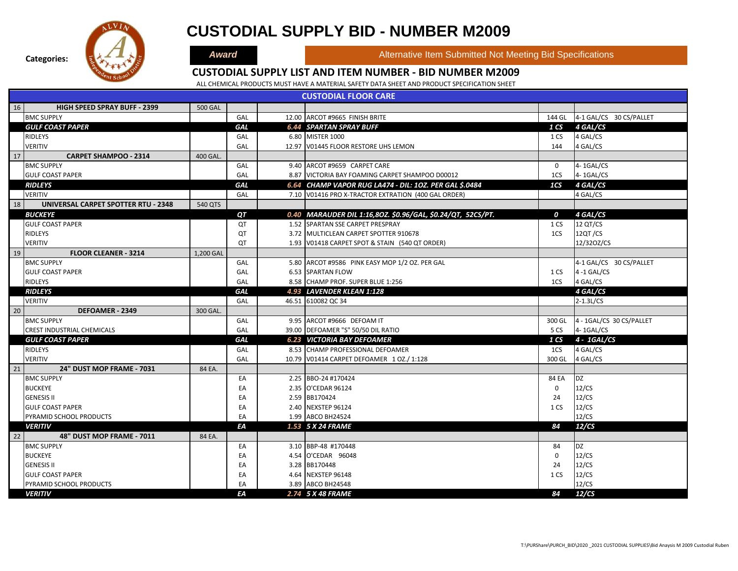# CUSTODIAL SUPPLY BID - NUMBER M2009

**Categories:** **Award** | Alternative Item Submitted Not Meeting Bid Specifications

## CUSTODIAL SUPPLY LIST AND ITEM NUMBER - BID NUMBER M2009

ALL CHEMICAL PRODUCTS MUST HAVE A MATERIAL SAFETY DATA SHEET AND PRODUCT SPECIFICATION SHEET

| | CUSTODIAL FLOOR CARE | | | | | | |
|---|---|---|---|---|---|---|---|
| 16 | **HIGH SPEED SPRAY BUFF - 2399** | 500 GAL | | | | | |
| | BMC SUPPLY | | GAL | 12.00 | ARCOT #9665 FINISH BRITE | 144 GL | 4-1 GAL/CS 30 CS/PALLET |
| | ***GULF COAST PAPER*** | | ***GAL*** | ***6.44*** | ***SPARTAN SPRAY BUFF*** | ***1 CS*** | ***4 GAL/CS*** |
| | RIDLEYS | | GAL | 6.80 | MISTER 1000 | 1 CS | 4 GAL/CS |
| | VERITIV | | GAL | 12.97 | V01445 FLOOR RESTORE UHS LEMON | 144 | 4 GAL/CS |
| 17 | **CARPET SHAMPOO - 2314** | 400 GAL. | | | | | |
| | BMC SUPPLY | | GAL | 9.40 | ARCOT #9659 CARPET CARE | 0 | 4- 1GAL/CS |
| | GULF COAST PAPER | | GAL | 8.87 | VICTORIA BAY FOAMING CARPET SHAMPOO D00012 | 1CS | 4- 1GAL/CS |
| | ***RIDLEYS*** | | ***GAL*** | ***6.64*** | ***CHAMP VAPOR RUG LA474 - DIL: 1OZ. PER GAL $.0484*** | ***1CS*** | ***4 GAL/CS*** |
| | VERITIV | | GAL | 7.10 | V01416 PRO X-TRACTOR EXTRATION (400 GAL ORDER) | | 4 GAL/CS |
| 18 | **UNIVERSAL CARPET SPOTTER RTU - 2348** | 540 QTS | | | | | |
| | ***BUCKEYE*** | | ***QT*** | ***0.40*** | ***MARAUDER DIL 1:16,8OZ. $0.96/GAL, $0.24/QT, 52CS/PT.*** | ***0*** | ***4 GAL/CS*** |
| | GULF COAST PAPER | | QT | 1.52 | SPARTAN SSE CARPET PRESPRAY | 1 CS | 12 QT/CS |
| | RIDLEYS | | QT | 3.72 | MULTICLEAN CARPET SPOTTER 910678 | 1CS | 12QT /CS |
| | VERITIV | | QT | 1.93 | V01418 CARPET SPOT & STAIN (540 QT ORDER) | | 12/32OZ/CS |
| 19 | **FLOOR CLEANER - 3214** | 1,200 GAL | | | | | |
| | BMC SUPPLY | | GAL | 5.80 | ARCOT #9586 PINK EASY MOP 1/2 OZ. PER GAL | | 4-1 GAL/CS 30 CS/PALLET |
| | GULF COAST PAPER | | GAL | 6.53 | SPARTAN FLOW | 1 CS | 4 -1 GAL/CS |
| | RIDLEYS | | GAL | 8.58 | CHAMP PROF. SUPER BLUE 1:256 | 1CS | 4 GAL/CS |
| | ***RIDLEYS*** | | ***GAL*** | ***4.93*** | ***LAVENDER KLEAN 1:128*** | | ***4 GAL/CS*** |
| | VERITIV | | GAL | 46.51 | 610082 QC 34 | | 2-1.3L/CS |
| 20 | **DEFOAMER - 2349** | 300 GAL. | | | | | |
| | BMC SUPPLY | | GAL | 9.95 | ARCOT #9666 DEFOAM IT | 300 GL | 4 - 1GAL/CS 30 CS/PALLET |
| | CREST INDUSTRIAL CHEMICALS | | GAL | 39.00 | DEFOAMER "S" 50/50 DIL RATIO | 5 CS | 4- 1GAL/CS |
| | ***GULF COAST PAPER*** | | ***GAL*** | ***6.23*** | ***VICTORIA BAY DEFOAMER*** | ***1 CS*** | ***4 - 1GAL/CS*** |
| | RIDLEYS | | GAL | 8.53 | CHAMP PROFESSIONAL DEFOAMER | 1CS | 4 GAL/CS |
| | VERITIV | | GAL | 10.79 | V01414 CARPET DEFOAMER 1 OZ./ 1:128 | 300 GL | 4 GAL/CS |
| 21 | **24" DUST MOP FRAME - 7031** | 84 EA. | | | | | |
| | BMC SUPPLY | | EA | 2.25 | BBO-24 #170424 | 84 EA | DZ |
| | BUCKEYE | | EA | 2.35 | O'CEDAR 96124 | 0 | 12/CS |
| | GENESIS II | | EA | 2.59 | BB170424 | 24 | 12/CS |
| | GULF COAST PAPER | | EA | 2.40 | NEXSTEP 96124 | 1 CS | 12/CS |
| | PYRAMID SCHOOL PRODUCTS | | EA | 1.99 | ABCO BH24524 | | 12/CS |
| | ***VERITIV*** | | ***EA*** | ***1.53*** | ***5 X 24 FRAME*** | ***84*** | ***12/CS*** |
| 22 | **48" DUST MOP FRAME - 7011** | 84 EA. | | | | | |
| | BMC SUPPLY | | EA | 3.10 | BBP-48 #170448 | 84 | DZ |
| | BUCKEYE | | EA | 4.54 | O'CEDAR 96048 | 0 | 12/CS |
| | GENESIS II | | EA | 3.28 | BB170448 | 24 | 12/CS |
| | GULF COAST PAPER | | EA | 4.64 | NEXSTEP 96148 | 1 CS | 12/CS |
| | PYRAMID SCHOOL PRODUCTS | | EA | 3.89 | ABCO BH24548 | | 12/CS |
| | ***VERITIV*** | | ***EA*** | ***2.74*** | ***5 X 48 FRAME*** | ***84*** | ***12/CS*** |

T:\PURShare\PURCH_BID\2020 _2021 CUSTODIAL SUPPLIES\Bid Anaysis M 2009 Custodial Ruben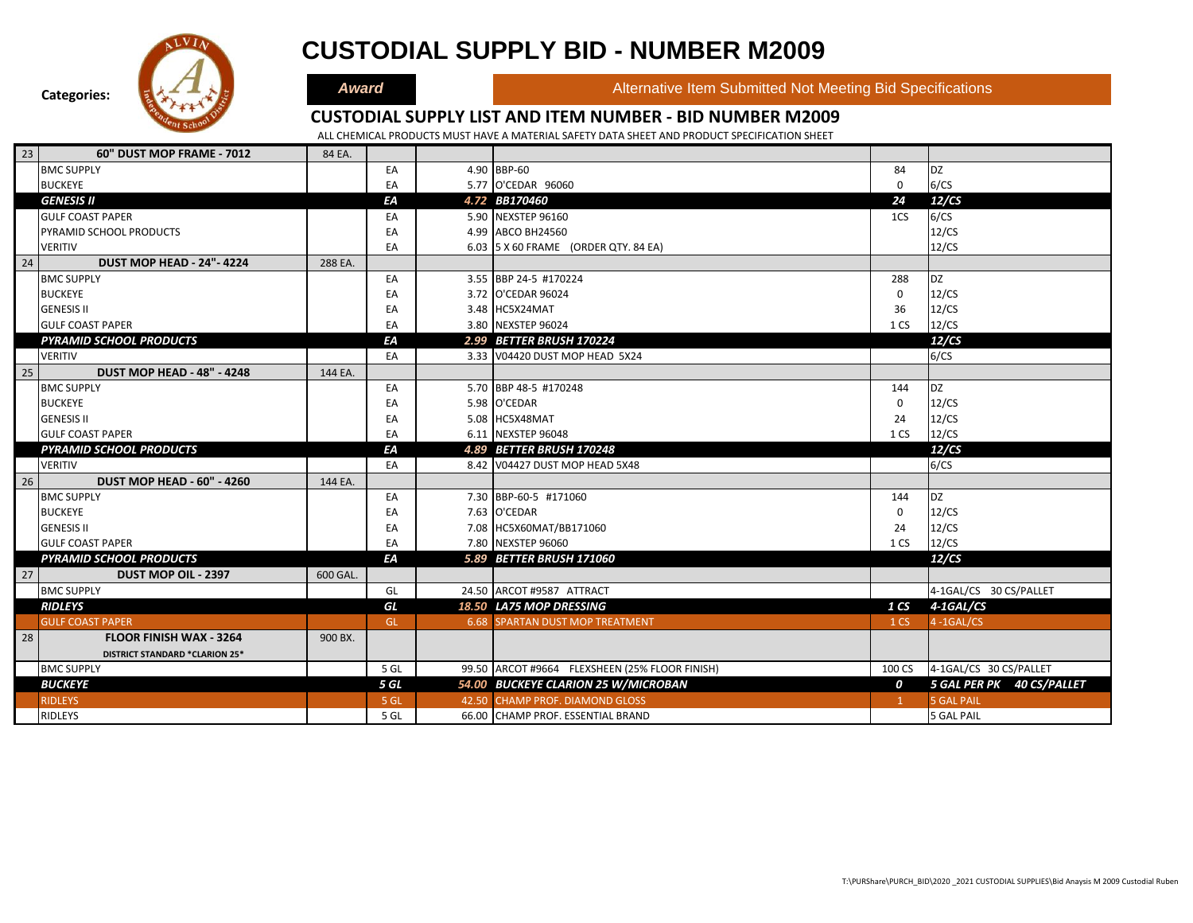# CUSTODIAL SUPPLY BID - NUMBER M2009

**Categories:** **Award** | Alternative Item Submitted Not Meeting Bid Specifications

## CUSTODIAL SUPPLY LIST AND ITEM NUMBER - BID NUMBER M2009

ALL CHEMICAL PRODUCTS MUST HAVE A MATERIAL SAFETY DATA SHEET AND PRODUCT SPECIFICATION SHEET

| # | Item / Vendor | Qty | Unit | Price | Description | | Pack |
|---|---|---|---|---|---|---|---|
| 23 | **60" DUST MOP FRAME - 7012** | 84 EA. | | | | | |
| | BMC SUPPLY | | EA | 4.90 | BBP-60 | 84 | DZ |
| | BUCKEYE | | EA | 5.77 | O'CEDAR 96060 | 0 | 6/CS |
| | ***GENESIS II*** | | ***EA*** | ***4.72*** | ***BB170460*** | ***24*** | ***12/CS*** |
| | GULF COAST PAPER | | EA | 5.90 | NEXSTEP 96160 | 1CS | 6/CS |
| | PYRAMID SCHOOL PRODUCTS | | EA | 4.99 | ABCO BH24560 | | 12/CS |
| | VERITIV | | EA | 6.03 | 5 X 60 FRAME (ORDER QTY. 84 EA) | | 12/CS |
| 24 | **DUST MOP HEAD - 24"- 4224** | 288 EA. | | | | | |
| | BMC SUPPLY | | EA | 3.55 | BBP 24-5 #170224 | 288 | DZ |
| | BUCKEYE | | EA | 3.72 | O'CEDAR 96024 | 0 | 12/CS |
| | GENESIS II | | EA | 3.48 | HC5X24MAT | 36 | 12/CS |
| | GULF COAST PAPER | | EA | 3.80 | NEXSTEP 96024 | 1 CS | 12/CS |
| | ***PYRAMID SCHOOL PRODUCTS*** | | ***EA*** | ***2.99*** | ***BETTER BRUSH 170224*** | | ***12/CS*** |
| | VERITIV | | EA | 3.33 | V04420 DUST MOP HEAD 5X24 | | 6/CS |
| 25 | **DUST MOP HEAD - 48" - 4248** | 144 EA. | | | | | |
| | BMC SUPPLY | | EA | 5.70 | BBP 48-5 #170248 | 144 | DZ |
| | BUCKEYE | | EA | 5.98 | O'CEDAR | 0 | 12/CS |
| | GENESIS II | | EA | 5.08 | HC5X48MAT | 24 | 12/CS |
| | GULF COAST PAPER | | EA | 6.11 | NEXSTEP 96048 | 1 CS | 12/CS |
| | ***PYRAMID SCHOOL PRODUCTS*** | | ***EA*** | ***4.89*** | ***BETTER BRUSH 170248*** | | ***12/CS*** |
| | VERITIV | | EA | 8.42 | V04427 DUST MOP HEAD 5X48 | | 6/CS |
| 26 | **DUST MOP HEAD - 60" - 4260** | 144 EA. | | | | | |
| | BMC SUPPLY | | EA | 7.30 | BBP-60-5 #171060 | 144 | DZ |
| | BUCKEYE | | EA | 7.63 | O'CEDAR | 0 | 12/CS |
| | GENESIS II | | EA | 7.08 | HC5X60MAT/BB171060 | 24 | 12/CS |
| | GULF COAST PAPER | | EA | 7.80 | NEXSTEP 96060 | 1 CS | 12/CS |
| | ***PYRAMID SCHOOL PRODUCTS*** | | ***EA*** | ***5.89*** | ***BETTER BRUSH 171060*** | | ***12/CS*** |
| 27 | **DUST MOP OIL - 2397** | 600 GAL. | | | | | |
| | BMC SUPPLY | | GL | 24.50 | ARCOT #9587 ATTRACT | | 4-1GAL/CS 30 CS/PALLET |
| | ***RIDLEYS*** | | ***GL*** | ***18.50*** | ***LA75 MOP DRESSING*** | ***1 CS*** | ***4-1GAL/CS*** |
| | GULF COAST PAPER (Alternative) | | GL | 6.68 | SPARTAN DUST MOP TREATMENT | 1 CS | 4 -1GAL/CS |
| 28 | **FLOOR FINISH WAX - 3264** DISTRICT STANDARD *CLARION 25* | 900 BX. | | | | | |
| | BMC SUPPLY | | 5 GL | 99.50 | ARCOT #9664 FLEXSHEEN (25% FLOOR FINISH) | 100 CS | 4-1GAL/CS 30 CS/PALLET |
| | ***BUCKEYE*** | | ***5 GL*** | ***54.00*** | ***BUCKEYE CLARION 25 W/MICROBAN*** | ***0*** | ***5 GAL PER PK 40 CS/PALLET*** |
| | RIDLEYS (Alternative) | | 5 GL | 42.50 | CHAMP PROF. DIAMOND GLOSS | 1 | 5 GAL PAIL |
| | RIDLEYS | | 5 GL | 66.00 | CHAMP PROF. ESSENTIAL BRAND | | 5 GAL PAIL |

T:\PURShare\PURCH_BID\2020 _2021 CUSTODIAL SUPPLIES\Bid Anaysis M 2009 Custodial Ruben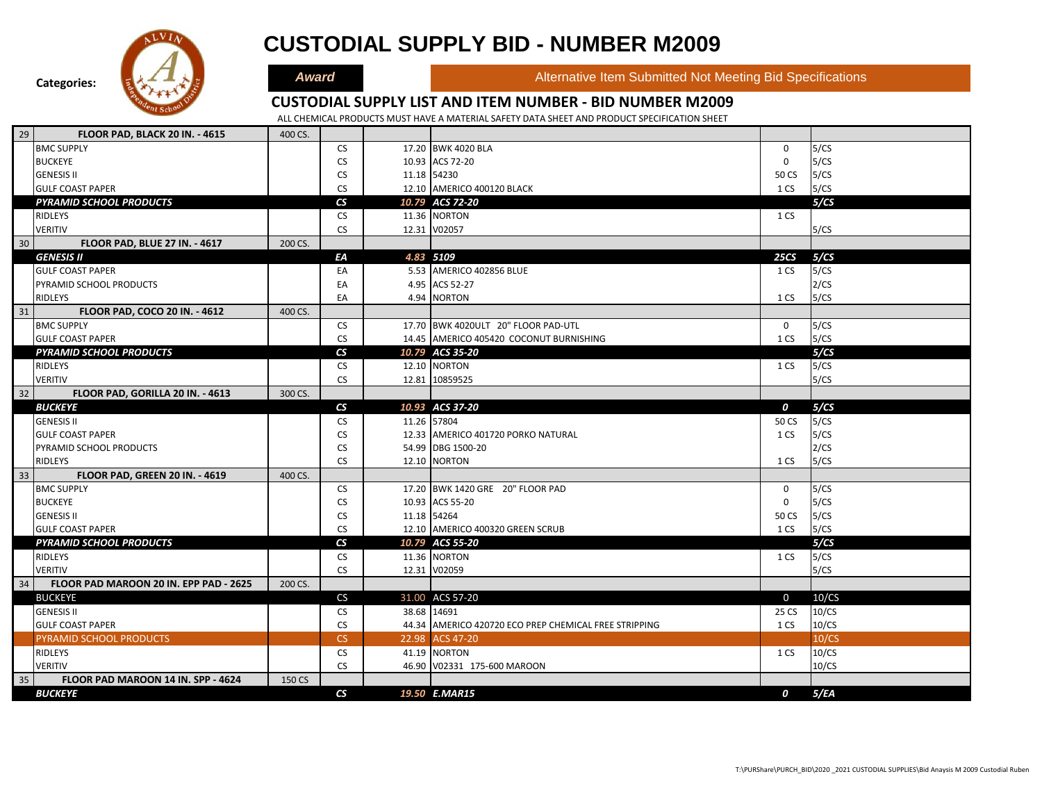# CUSTODIAL SUPPLY BID - NUMBER M2009

**Categories:** ***Award*** | Alternative Item Submitted Not Meeting Bid Specifications

## CUSTODIAL SUPPLY LIST AND ITEM NUMBER - BID NUMBER M2009

ALL CHEMICAL PRODUCTS MUST HAVE A MATERIAL SAFETY DATA SHEET AND PRODUCT SPECIFICATION SHEET

| # | Item / Vendor | Qty | Unit | Price | Product | Stock | Pack |
|---|---|---|---|---|---|---|---|
| 29 | **FLOOR PAD, BLACK 20 IN. - 4615** | 400 CS. | | | | | |
| | BMC SUPPLY | | CS | 17.20 | BWK 4020 BLA | 0 | 5/CS |
| | BUCKEYE | | CS | 10.93 | ACS 72-20 | 0 | 5/CS |
| | GENESIS II | | CS | 11.18 | 54230 | 50 CS | 5/CS |
| | GULF COAST PAPER | | CS | 12.10 | AMERICO 400120 BLACK | 1 CS | 5/CS |
| | ***PYRAMID SCHOOL PRODUCTS*** | | ***CS*** | ***10.79*** | ***ACS 72-20*** | | ***5/CS*** |
| | RIDLEYS | | CS | 11.36 | NORTON | 1 CS | |
| | VERITIV | | CS | 12.31 | V02057 | | 5/CS |
| 30 | **FLOOR PAD, BLUE 27 IN. - 4617** | 200 CS. | | | | | |
| | ***GENESIS II*** | | ***EA*** | ***4.83*** | ***5109*** | ***25CS*** | ***5/CS*** |
| | GULF COAST PAPER | | EA | 5.53 | AMERICO 402856 BLUE | 1 CS | 5/CS |
| | PYRAMID SCHOOL PRODUCTS | | EA | 4.95 | ACS 52-27 | | 2/CS |
| | RIDLEYS | | EA | 4.94 | NORTON | 1 CS | 5/CS |
| 31 | **FLOOR PAD, COCO 20 IN. - 4612** | 400 CS. | | | | | |
| | BMC SUPPLY | | CS | 17.70 | BWK 4020ULT 20" FLOOR PAD-UTL | 0 | 5/CS |
| | GULF COAST PAPER | | CS | 14.45 | AMERICO 405420 COCONUT BURNISHING | 1 CS | 5/CS |
| | ***PYRAMID SCHOOL PRODUCTS*** | | ***CS*** | ***10.79*** | ***ACS 35-20*** | | ***5/CS*** |
| | RIDLEYS | | CS | 12.10 | NORTON | 1 CS | 5/CS |
| | VERITIV | | CS | 12.81 | 10859525 | | 5/CS |
| 32 | **FLOOR PAD, GORILLA 20 IN. - 4613** | 300 CS. | | | | | |
| | ***BUCKEYE*** | | ***CS*** | ***10.93*** | ***ACS 37-20*** | ***0*** | ***5/CS*** |
| | GENESIS II | | CS | 11.26 | 57804 | 50 CS | 5/CS |
| | GULF COAST PAPER | | CS | 12.33 | AMERICO 401720 PORKO NATURAL | 1 CS | 5/CS |
| | PYRAMID SCHOOL PRODUCTS | | CS | 54.99 | DBG 1500-20 | | 2/CS |
| | RIDLEYS | | CS | 12.10 | NORTON | 1 CS | 5/CS |
| 33 | **FLOOR PAD, GREEN 20 IN. - 4619** | 400 CS. | | | | | |
| | BMC SUPPLY | | CS | 17.20 | BWK 1420 GRE 20" FLOOR PAD | 0 | 5/CS |
| | BUCKEYE | | CS | 10.93 | ACS 55-20 | 0 | 5/CS |
| | GENESIS II | | CS | 11.18 | 54264 | 50 CS | 5/CS |
| | GULF COAST PAPER | | CS | 12.10 | AMERICO 400320 GREEN SCRUB | 1 CS | 5/CS |
| | ***PYRAMID SCHOOL PRODUCTS*** | | ***CS*** | ***10.79*** | ***ACS 55-20*** | | ***5/CS*** |
| | RIDLEYS | | CS | 11.36 | NORTON | 1 CS | 5/CS |
| | VERITIV | | CS | 12.31 | V02059 | | 5/CS |
| 34 | **FLOOR PAD MAROON 20 IN. EPP PAD - 2625** | 200 CS. | | | | | |
| | BUCKEYE | | CS | 31.00 | ACS 57-20 | 0 | 10/CS |
| | GENESIS II | | CS | 38.68 | 14691 | 25 CS | 10/CS |
| | GULF COAST PAPER | | CS | 44.34 | AMERICO 420720 ECO PREP CHEMICAL FREE STRIPPING | 1 CS | 10/CS |
| | PYRAMID SCHOOL PRODUCTS | | CS | 22.98 | ACS 47-20 | | 10/CS |
| | RIDLEYS | | CS | 41.19 | NORTON | 1 CS | 10/CS |
| | VERITIV | | CS | 46.90 | V02331 175-600 MAROON | | 10/CS |
| 35 | **FLOOR PAD MAROON 14 IN. SPP - 4624** | 150 CS | | | | | |
| | ***BUCKEYE*** | | ***CS*** | ***19.50*** | ***E.MAR15*** | ***0*** | ***5/EA*** |

T:\PURShare\PURCH_BID\2020 _2021 CUSTODIAL SUPPLIES\Bid Anaysis M 2009 Custodial Ruben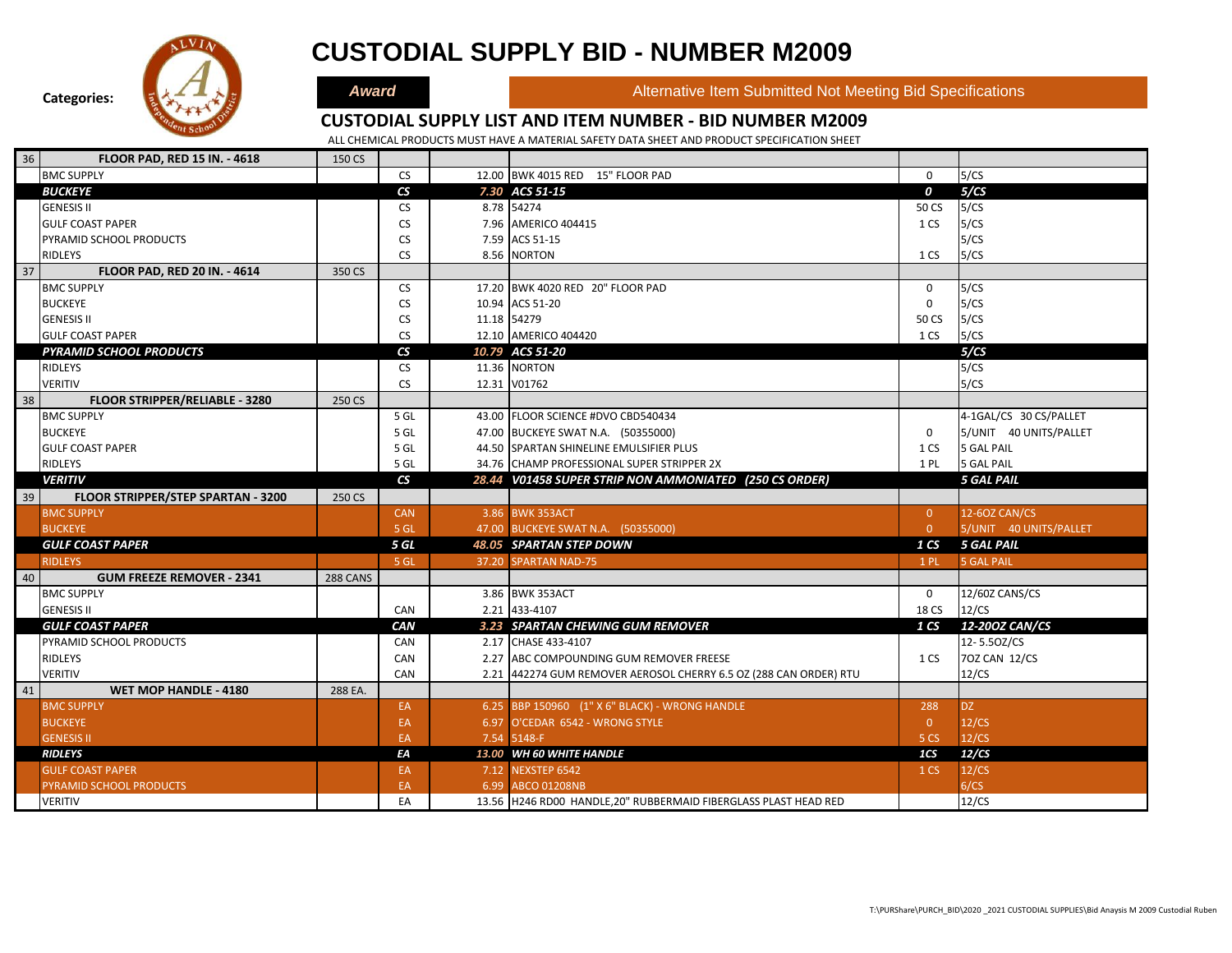# CUSTODIAL SUPPLY BID - NUMBER M2009

**Categories:** ***Award*** | Alternative Item Submitted Not Meeting Bid Specifications

## CUSTODIAL SUPPLY LIST AND ITEM NUMBER - BID NUMBER M2009

ALL CHEMICAL PRODUCTS MUST HAVE A MATERIAL SAFETY DATA SHEET AND PRODUCT SPECIFICATION SHEET

| # | Item / Vendor | Qty | Unit | Price | Description | Stock | Packaging |
|---|---|---|---|---|---|---|---|
| 36 | **FLOOR PAD, RED 15 IN. - 4618** | 150 CS | | | | | |
| | BMC SUPPLY | | CS | 12.00 | BWK 4015 RED 15" FLOOR PAD | 0 | 5/CS |
| | ***BUCKEYE*** | | ***CS*** | ***7.30*** | ***ACS 51-15*** | ***0*** | ***5/CS*** |
| | GENESIS II | | CS | 8.78 | 54274 | 50 CS | 5/CS |
| | GULF COAST PAPER | | CS | 7.96 | AMERICO 404415 | 1 CS | 5/CS |
| | PYRAMID SCHOOL PRODUCTS | | CS | 7.59 | ACS 51-15 | | 5/CS |
| | RIDLEYS | | CS | 8.56 | NORTON | 1 CS | 5/CS |
| 37 | **FLOOR PAD, RED 20 IN. - 4614** | 350 CS | | | | | |
| | BMC SUPPLY | | CS | 17.20 | BWK 4020 RED 20" FLOOR PAD | 0 | 5/CS |
| | BUCKEYE | | CS | 10.94 | ACS 51-20 | 0 | 5/CS |
| | GENESIS II | | CS | 11.18 | 54279 | 50 CS | 5/CS |
| | GULF COAST PAPER | | CS | 12.10 | AMERICO 404420 | 1 CS | 5/CS |
| | ***PYRAMID SCHOOL PRODUCTS*** | | ***CS*** | ***10.79*** | ***ACS 51-20*** | | ***5/CS*** |
| | RIDLEYS | | CS | 11.36 | NORTON | | 5/CS |
| | VERITIV | | CS | 12.31 | V01762 | | 5/CS |
| 38 | **FLOOR STRIPPER/RELIABLE - 3280** | 250 CS | | | | | |
| | BMC SUPPLY | | 5 GL | 43.00 | FLOOR SCIENCE #DVO CBD540434 | | 4-1GAL/CS 30 CS/PALLET |
| | BUCKEYE | | 5 GL | 47.00 | BUCKEYE SWAT N.A. (50355000) | 0 | 5/UNIT 40 UNITS/PALLET |
| | GULF COAST PAPER | | 5 GL | 44.50 | SPARTAN SHINELINE EMULSIFIER PLUS | 1 CS | 5 GAL PAIL |
| | RIDLEYS | | 5 GL | 34.76 | CHAMP PROFESSIONAL SUPER STRIPPER 2X | 1 PL | 5 GAL PAIL |
| | ***VERITIV*** | | ***CS*** | ***28.44*** | ***V01458 SUPER STRIP NON AMMONIATED (250 CS ORDER)*** | | ***5 GAL PAIL*** |
| 39 | **FLOOR STRIPPER/STEP SPARTAN - 3200** | 250 CS | | | | | |
| | BMC SUPPLY | | CAN | 3.86 | BWK 353ACT | 0 | 12-6OZ CAN/CS |
| | BUCKEYE | | 5 GL | 47.00 | BUCKEYE SWAT N.A. (50355000) | 0 | 5/UNIT 40 UNITS/PALLET |
| | ***GULF COAST PAPER*** | | ***5 GL*** | ***48.05*** | ***SPARTAN STEP DOWN*** | ***1 CS*** | ***5 GAL PAIL*** |
| | RIDLEYS | | 5 GL | 37.20 | SPARTAN NAD-75 | 1 PL | 5 GAL PAIL |
| 40 | **GUM FREEZE REMOVER - 2341** | 288 CANS | | | | | |
| | BMC SUPPLY | | | 3.86 | BWK 353ACT | 0 | 12/6OZ CANS/CS |
| | GENESIS II | | CAN | 2.21 | 433-4107 | 18 CS | 12/CS |
| | ***GULF COAST PAPER*** | | ***CAN*** | ***3.23*** | ***SPARTAN CHEWING GUM REMOVER*** | ***1 CS*** | ***12-20OZ CAN/CS*** |
| | PYRAMID SCHOOL PRODUCTS | | CAN | 2.17 | CHASE 433-4107 | | 12- 5.5OZ/CS |
| | RIDLEYS | | CAN | 2.27 | ABC COMPOUNDING GUM REMOVER FREESE | 1 CS | 7OZ CAN 12/CS |
| | VERITIV | | CAN | 2.21 | 442274 GUM REMOVER AEROSOL CHERRY 6.5 OZ (288 CAN ORDER) RTU | | 12/CS |
| 41 | **WET MOP HANDLE - 4180** | 288 EA. | | | | | |
| | BMC SUPPLY | | EA | 6.25 | BBP 150960 (1" X 6" BLACK) - WRONG HANDLE | 288 | DZ |
| | BUCKEYE | | EA | 6.97 | O'CEDAR 6542 - WRONG STYLE | 0 | 12/CS |
| | GENESIS II | | EA | 7.54 | 5148-F | 5 CS | 12/CS |
| | ***RIDLEYS*** | | ***EA*** | ***13.00*** | ***WH 60 WHITE HANDLE*** | ***1CS*** | ***12/CS*** |
| | GULF COAST PAPER | | EA | 7.12 | NEXSTEP 6542 | 1 CS | 12/CS |
| | PYRAMID SCHOOL PRODUCTS | | EA | 6.99 | ABCO 01208NB | | 6/CS |
| | VERITIV | | EA | 13.56 | H246 RD00 HANDLE,20" RUBBERMAID FIBERGLASS PLAST HEAD RED | | 12/CS |

T:\PURShare\PURCH_BID\2020 _2021 CUSTODIAL SUPPLIES\Bid Anaysis M 2009 Custodial Ruben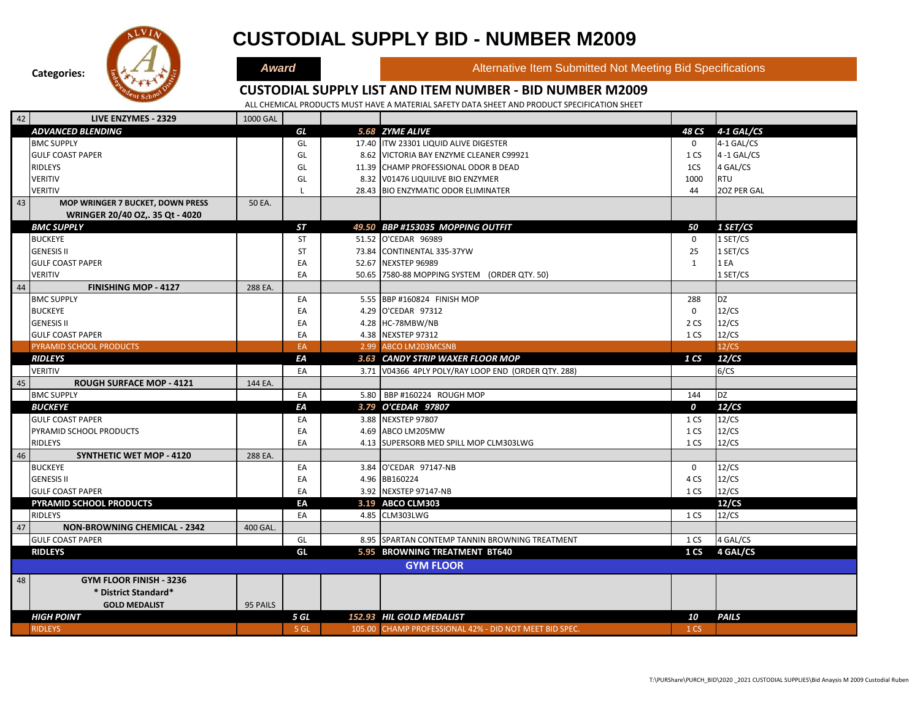# CUSTODIAL SUPPLY BID - NUMBER M2009

**Categories:** *Award* | Alternative Item Submitted Not Meeting Bid Specifications

## CUSTODIAL SUPPLY LIST AND ITEM NUMBER - BID NUMBER M2009

ALL CHEMICAL PRODUCTS MUST HAVE A MATERIAL SAFETY DATA SHEET AND PRODUCT SPECIFICATION SHEET

| # | Item / Vendor | Qty | Unit | Price | Description | Qty | Pack |
|---|---|---|---|---|---|---|---|
| 42 | **LIVE ENZYMES - 2329** | 1000 GAL | | | | | |
| | ***ADVANCED BLENDING*** | | ***GL*** | ***5.68*** | ***ZYME ALIVE*** | ***48 CS*** | ***4-1 GAL/CS*** |
| | BMC SUPPLY | | GL | 17.40 | ITW 23301 LIQUID ALIVE DIGESTER | 0 | 4-1 GAL/CS |
| | GULF COAST PAPER | | GL | 8.62 | VICTORIA BAY ENZYME CLEANER C99921 | 1 CS | 4 -1 GAL/CS |
| | RIDLEYS | | GL | 11.39 | CHAMP PROFESSIONAL ODOR B DEAD | 1CS | 4 GAL/CS |
| | VERITIV | | GL | 8.32 | V01476 LIQUILIVE BIO ENZYMER | 1000 | RTU |
| | VERITIV | | L | 28.43 | BIO ENZYMATIC ODOR ELIMINATER | 44 | 2OZ PER GAL |
| 43 | **MOP WRINGER 7 BUCKET, DOWN PRESS WRINGER 20/40 OZ,. 35 Qt - 4020** | 50 EA. | | | | | |
| | ***BMC SUPPLY*** | | ***ST*** | ***49.50*** | ***BBP #153035 MOPPING OUTFIT*** | ***50*** | ***1 SET/CS*** |
| | BUCKEYE | | ST | 51.52 | O'CEDAR 96989 | 0 | 1 SET/CS |
| | GENESIS II | | ST | 73.84 | CONTINENTAL 335-37YW | 25 | 1 SET/CS |
| | GULF COAST PAPER | | EA | 52.67 | NEXSTEP 96989 | 1 | 1 EA |
| | VERITIV | | EA | 50.65 | 7580-88 MOPPING SYSTEM (ORDER QTY. 50) | | 1 SET/CS |
| 44 | **FINISHING MOP - 4127** | 288 EA. | | | | | |
| | BMC SUPPLY | | EA | 5.55 | BBP #160824 FINISH MOP | 288 | DZ |
| | BUCKEYE | | EA | 4.29 | O'CEDAR 97312 | 0 | 12/CS |
| | GENESIS II | | EA | 4.28 | HC-78MBW/NB | 2 CS | 12/CS |
| | GULF COAST PAPER | | EA | 4.38 | NEXSTEP 97312 | 1 CS | 12/CS |
| | PYRAMID SCHOOL PRODUCTS | | EA | 2.99 | ABCO LM203MCSNB | | 12/CS |
| | ***RIDLEYS*** | | ***EA*** | ***3.63*** | ***CANDY STRIP WAXER FLOOR MOP*** | ***1 CS*** | ***12/CS*** |
| | VERITIV | | EA | 3.71 | V04366 4PLY POLY/RAY LOOP END (ORDER QTY. 288) | | 6/CS |
| 45 | **ROUGH SURFACE MOP - 4121** | 144 EA. | | | | | |
| | BMC SUPPLY | | EA | 5.80 | BBP #160224 ROUGH MOP | 144 | DZ |
| | ***BUCKEYE*** | | ***EA*** | ***3.79*** | ***O'CEDAR 97807*** | ***0*** | ***12/CS*** |
| | GULF COAST PAPER | | EA | 3.88 | NEXSTEP 97807 | 1 CS | 12/CS |
| | PYRAMID SCHOOL PRODUCTS | | EA | 4.69 | ABCO LM205MW | 1 CS | 12/CS |
| | RIDLEYS | | EA | 4.13 | SUPERSORB MED SPILL MOP CLM303LWG | 1 CS | 12/CS |
| 46 | **SYNTHETIC WET MOP - 4120** | 288 EA. | | | | | |
| | BUCKEYE | | EA | 3.84 | O'CEDAR 97147-NB | 0 | 12/CS |
| | GENESIS II | | EA | 4.96 | BB160224 | 4 CS | 12/CS |
| | GULF COAST PAPER | | EA | 3.92 | NEXSTEP 97147-NB | 1 CS | 12/CS |
| | **PYRAMID SCHOOL PRODUCTS** | | **EA** | **3.19** | **ABCO CLM303** | | **12/CS** |
| | RIDLEYS | | EA | 4.85 | CLM303LWG | 1 CS | 12/CS |
| 47 | **NON-BROWNING CHEMICAL - 2342** | 400 GAL. | | | | | |
| | GULF COAST PAPER | | GL | 8.95 | SPARTAN CONTEMP TANNIN BROWNING TREATMENT | 1 CS | 4 GAL/CS |
| | **RIDLEYS** | | **GL** | **5.95** | **BROWNING TREATMENT BT640** | **1 CS** | **4 GAL/CS** |
| | | | | | **GYM FLOOR** | | |
| 48 | **GYM FLOOR FINISH - 3236 * District Standard* GOLD MEDALIST** | 95 PAILS | | | | | |
| | ***HIGH POINT*** | | ***5 GL*** | ***152.93*** | ***HIL GOLD MEDALIST*** | ***10*** | ***PAILS*** |
| | RIDLEYS | | 5 GL | 105.00 | CHAMP PROFESSIONAL 42% - DID NOT MEET BID SPEC. | 1 CS | |

T:\PURShare\PURCH_BID\2020 _2021 CUSTODIAL SUPPLIES\Bid Anaysis M 2009 Custodial Ruben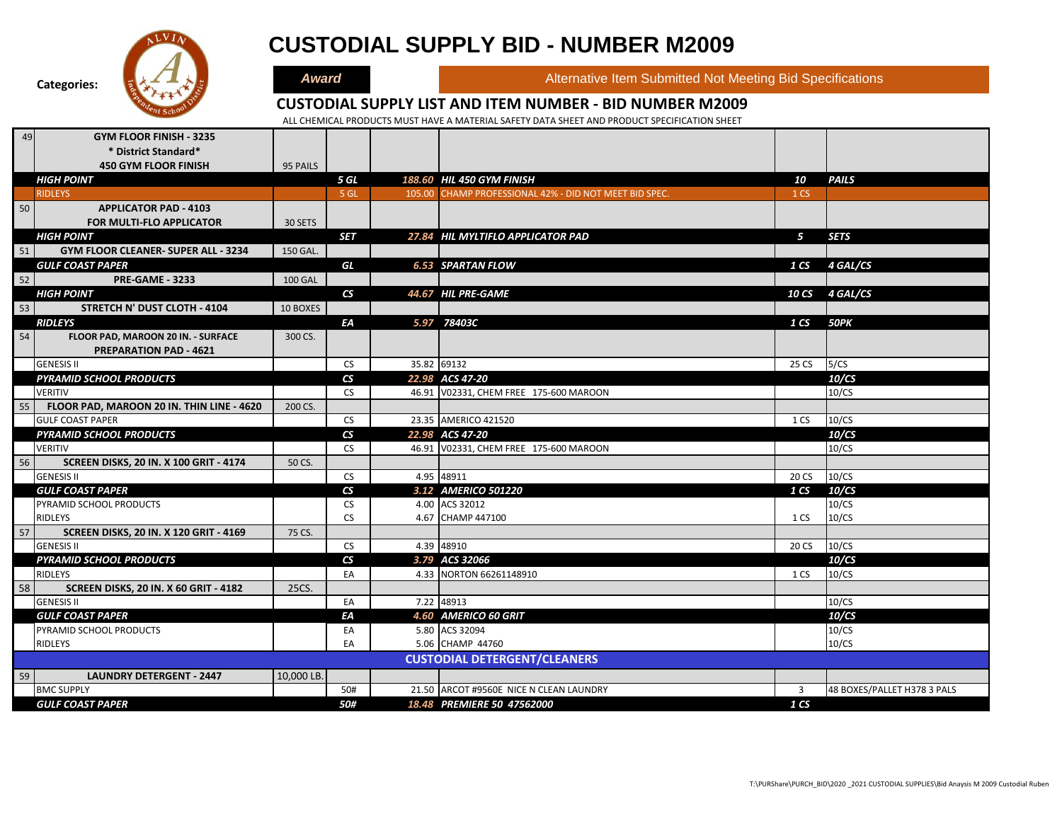# CUSTODIAL SUPPLY BID - NUMBER M2009

**Categories:** *Award* | Alternative Item Submitted Not Meeting Bid Specifications

## CUSTODIAL SUPPLY LIST AND ITEM NUMBER - BID NUMBER M2009

ALL CHEMICAL PRODUCTS MUST HAVE A MATERIAL SAFETY DATA SHEET AND PRODUCT SPECIFICATION SHEET

| # | Item | Qty | Unit | Price | Description | | |
|---|---|---|---|---|---|---|---|
| 49 | **GYM FLOOR FINISH - 3235 * District Standard* 450 GYM FLOOR FINISH** | 95 PAILS | | | | | |
| | ***HIGH POINT*** | | ***5 GL*** | ***188.60*** | ***HIL 450 GYM FINISH*** | ***10*** | ***PAILS*** |
| | RIDLEYS | | 5 GL | 105.00 | CHAMP PROFESSIONAL 42% - DID NOT MEET BID SPEC. | 1 CS | |
| 50 | **APPLICATOR PAD - 4103 FOR MULTI-FLO APPLICATOR** | 30 SETS | | | | | |
| | ***HIGH POINT*** | | ***SET*** | ***27.84*** | ***HIL MYLTIFLO APPLICATOR PAD*** | ***5*** | ***SETS*** |
| 51 | **GYM FLOOR CLEANER- SUPER ALL - 3234** | 150 GAL. | | | | | |
| | ***GULF COAST PAPER*** | | ***GL*** | ***6.53*** | ***SPARTAN FLOW*** | ***1 CS*** | ***4 GAL/CS*** |
| 52 | **PRE-GAME - 3233** | 100 GAL | | | | | |
| | ***HIGH POINT*** | | ***CS*** | ***44.67*** | ***HIL PRE-GAME*** | ***10 CS*** | ***4 GAL/CS*** |
| 53 | **STRETCH N' DUST CLOTH - 4104** | 10 BOXES | | | | | |
| | ***RIDLEYS*** | | ***EA*** | ***5.97*** | ***78403C*** | ***1 CS*** | ***50PK*** |
| 54 | **FLOOR PAD, MAROON 20 IN. - SURFACE PREPARATION PAD - 4621** | 300 CS. | | | | | |
| | GENESIS II | | CS | 35.82 | 69132 | 25 CS | 5/CS |
| | ***PYRAMID SCHOOL PRODUCTS*** | | ***CS*** | ***22.98*** | ***ACS 47-20*** | | ***10/CS*** |
| | VERITIV | | CS | 46.91 | V02331, CHEM FREE 175-600 MAROON | | 10/CS |
| 55 | **FLOOR PAD, MAROON 20 IN. THIN LINE - 4620** | 200 CS. | | | | | |
| | GULF COAST PAPER | | CS | 23.35 | AMERICO 421520 | 1 CS | 10/CS |
| | ***PYRAMID SCHOOL PRODUCTS*** | | ***CS*** | ***22.98*** | ***ACS 47-20*** | | ***10/CS*** |
| | VERITIV | | CS | 46.91 | V02331, CHEM FREE 175-600 MAROON | | 10/CS |
| 56 | **SCREEN DISKS, 20 IN. X 100 GRIT - 4174** | 50 CS. | | | | | |
| | GENESIS II | | CS | 4.95 | 48911 | 20 CS | 10/CS |
| | ***GULF COAST PAPER*** | | ***CS*** | ***3.12*** | ***AMERICO 501220*** | ***1 CS*** | ***10/CS*** |
| | PYRAMID SCHOOL PRODUCTS | | CS | 4.00 | ACS 32012 | | 10/CS |
| | RIDLEYS | | CS | 4.67 | CHAMP 447100 | 1 CS | 10/CS |
| 57 | **SCREEN DISKS, 20 IN. X 120 GRIT - 4169** | 75 CS. | | | | | |
| | GENESIS II | | CS | 4.39 | 48910 | 20 CS | 10/CS |
| | ***PYRAMID SCHOOL PRODUCTS*** | | ***CS*** | ***3.79*** | ***ACS 32066*** | | ***10/CS*** |
| | RIDLEYS | | EA | 4.33 | NORTON 66261148910 | 1 CS | 10/CS |
| 58 | **SCREEN DISKS, 20 IN. X 60 GRIT - 4182** | 25CS. | | | | | |
| | GENESIS II | | EA | 7.22 | 48913 | | 10/CS |
| | ***GULF COAST PAPER*** | | ***EA*** | ***4.60*** | ***AMERICO 60 GRIT*** | | ***10/CS*** |
| | PYRAMID SCHOOL PRODUCTS | | EA | 5.80 | ACS 32094 | | 10/CS |
| | RIDLEYS | | EA | 5.06 | CHAMP 44760 | | 10/CS |
| | | | | | **CUSTODIAL DETERGENT/CLEANERS** | | |
| 59 | **LAUNDRY DETERGENT - 2447** | 10,000 LB. | | | | | |
| | BMC SUPPLY | | 50# | 21.50 | ARCOT #9560E NICE N CLEAN LAUNDRY | 3 | 48 BOXES/PALLET H378 3 PALS |
| | ***GULF COAST PAPER*** | | ***50#*** | ***18.48*** | ***PREMIERE 50 47562000*** | ***1 CS*** | |

T:\PURShare\PURCH_BID\2020 _2021 CUSTODIAL SUPPLIES\Bid Anaysis M 2009 Custodial Ruben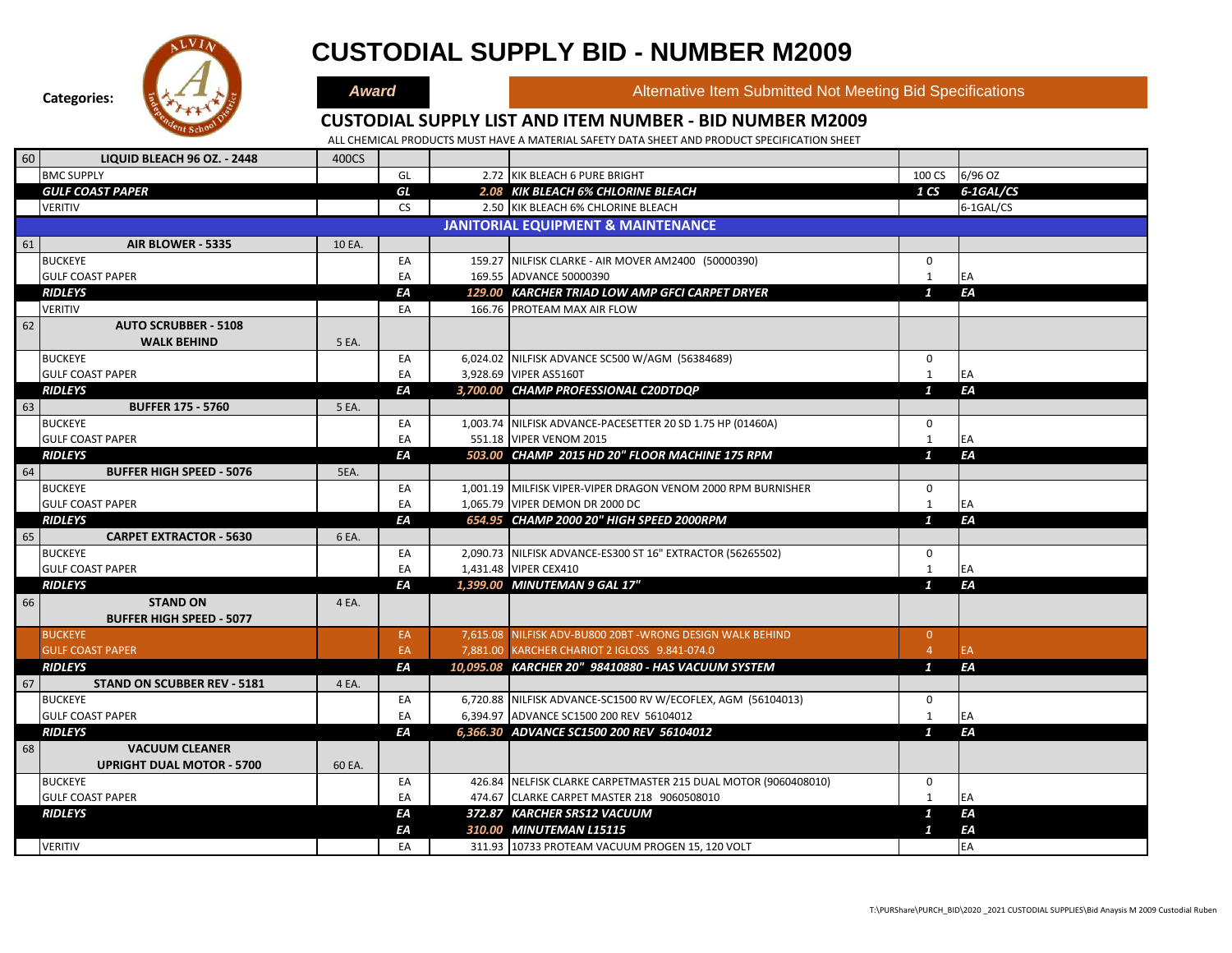# CUSTODIAL SUPPLY BID - NUMBER M2009

**Categories:**

***Award***

Alternative Item Submitted Not Meeting Bid Specifications

## CUSTODIAL SUPPLY LIST AND ITEM NUMBER - BID NUMBER M2009

ALL CHEMICAL PRODUCTS MUST HAVE A MATERIAL SAFETY DATA SHEET AND PRODUCT SPECIFICATION SHEET

| # | Item / Vendor | Qty | Unit | Price | Description | | |
|---|---|---|---|---|---|---|---|
| 60 | **LIQUID BLEACH 96 OZ. - 2448** | 400CS | | | | | |
| | BMC SUPPLY | | GL | 2.72 | KIK BLEACH 6 PURE BRIGHT | 100 CS | 6/96 OZ |
| | ***GULF COAST PAPER*** | | ***GL*** | ***2.08*** | ***KIK BLEACH 6% CHLORINE BLEACH*** | ***1 CS*** | ***6-1GAL/CS*** |
| | VERITIV | | CS | 2.50 | KIK BLEACH 6% CHLORINE BLEACH | | 6-1GAL/CS |
| | **JANITORIAL EQUIPMENT & MAINTENANCE** | | | | | | |
| 61 | **AIR BLOWER - 5335** | 10 EA. | | | | | |
| | BUCKEYE | | EA | 159.27 | NILFISK CLARKE - AIR MOVER AM2400 (50000390) | 0 | |
| | GULF COAST PAPER | | EA | 169.55 | ADVANCE 50000390 | 1 | EA |
| | ***RIDLEYS*** | | ***EA*** | ***129.00*** | ***KARCHER TRIAD LOW AMP GFCI CARPET DRYER*** | ***1*** | ***EA*** |
| | VERITIV | | EA | 166.76 | PROTEAM MAX AIR FLOW | | |
| 62 | **AUTO SCRUBBER - 5108 WALK BEHIND** | 5 EA. | | | | | |
| | BUCKEYE | | EA | 6,024.02 | NILFISK ADVANCE SC500 W/AGM (56384689) | 0 | |
| | GULF COAST PAPER | | EA | 3,928.69 | VIPER AS5160T | 1 | EA |
| | ***RIDLEYS*** | | ***EA*** | ***3,700.00*** | ***CHAMP PROFESSIONAL C20DTDQP*** | ***1*** | ***EA*** |
| 63 | **BUFFER 175 - 5760** | 5 EA. | | | | | |
| | BUCKEYE | | EA | 1,003.74 | NILFISK ADVANCE-PACESETTER 20 SD 1.75 HP (01460A) | 0 | |
| | GULF COAST PAPER | | EA | 551.18 | VIPER VENOM 2015 | 1 | EA |
| | ***RIDLEYS*** | | ***EA*** | ***503.00*** | ***CHAMP 2015 HD 20" FLOOR MACHINE 175 RPM*** | ***1*** | ***EA*** |
| 64 | **BUFFER HIGH SPEED - 5076** | 5EA. | | | | | |
| | BUCKEYE | | EA | 1,001.19 | MILFISK VIPER-VIPER DRAGON VENOM 2000 RPM BURNISHER | 0 | |
| | GULF COAST PAPER | | EA | 1,065.79 | VIPER DEMON DR 2000 DC | 1 | EA |
| | ***RIDLEYS*** | | ***EA*** | ***654.95*** | ***CHAMP 2000 20" HIGH SPEED 2000RPM*** | ***1*** | ***EA*** |
| 65 | **CARPET EXTRACTOR - 5630** | 6 EA. | | | | | |
| | BUCKEYE | | EA | 2,090.73 | NILFISK ADVANCE-ES300 ST 16" EXTRACTOR (56265502) | 0 | |
| | GULF COAST PAPER | | EA | 1,431.48 | VIPER CEX410 | 1 | EA |
| | ***RIDLEYS*** | | ***EA*** | ***1,399.00*** | ***MINUTEMAN 9 GAL 17"*** | ***1*** | ***EA*** |
| 66 | **STAND ON BUFFER HIGH SPEED - 5077** | 4 EA. | | | | | |
| | BUCKEYE | | EA | 7,615.08 | NILFISK ADV-BU800 20BT -WRONG DESIGN WALK BEHIND | 0 | |
| | GULF COAST PAPER | | EA | 7,881.00 | KARCHER CHARIOT 2 IGLOSS 9.841-074.0 | 4 | EA |
| | ***RIDLEYS*** | | ***EA*** | ***10,095.08*** | ***KARCHER 20" 98410880 - HAS VACUUM SYSTEM*** | ***1*** | ***EA*** |
| 67 | **STAND ON SCUBBER REV - 5181** | 4 EA. | | | | | |
| | BUCKEYE | | EA | 6,720.88 | NILFISK ADVANCE-SC1500 RV W/ECOFLEX, AGM (56104013) | 0 | |
| | GULF COAST PAPER | | EA | 6,394.97 | ADVANCE SC1500 200 REV 56104012 | 1 | EA |
| | ***RIDLEYS*** | | ***EA*** | ***6,366.30*** | ***ADVANCE SC1500 200 REV 56104012*** | ***1*** | ***EA*** |
| 68 | **VACUUM CLEANER UPRIGHT DUAL MOTOR - 5700** | 60 EA. | | | | | |
| | BUCKEYE | | EA | 426.84 | NELFISK CLARKE CARPETMASTER 215 DUAL MOTOR (9060408010) | 0 | |
| | GULF COAST PAPER | | EA | 474.67 | CLARKE CARPET MASTER 218 9060508010 | 1 | EA |
| | ***RIDLEYS*** | | ***EA*** | ***372.87*** | ***KARCHER SRS12 VACUUM*** | ***1*** | ***EA*** |
| | | | ***EA*** | ***310.00*** | ***MINUTEMAN L15115*** | ***1*** | ***EA*** |
| | VERITIV | | EA | 311.93 | 10733 PROTEAM VACUUM PROGEN 15, 120 VOLT | | EA |

T:\PURShare\PURCH_BID\2020 _2021 CUSTODIAL SUPPLIES\Bid Anaysis M 2009 Custodial Ruben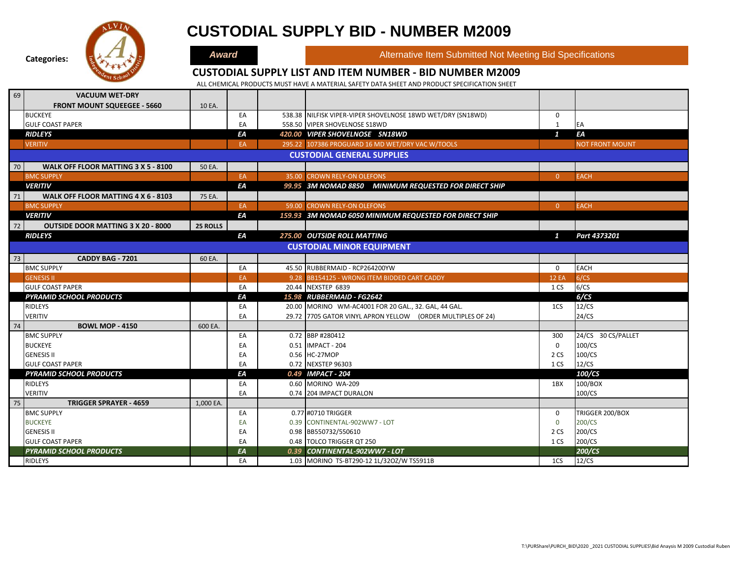# CUSTODIAL SUPPLY BID - NUMBER M2009

**Categories:**

***Award***

Alternative Item Submitted Not Meeting Bid Specifications

## CUSTODIAL SUPPLY LIST AND ITEM NUMBER - BID NUMBER M2009

ALL CHEMICAL PRODUCTS MUST HAVE A MATERIAL SAFETY DATA SHEET AND PRODUCT SPECIFICATION SHEET

| # | Item / Vendor | Qty | Unit | Price | Description | | |
|---|---|---|---|---|---|---|---|
| 69 | **VACUUM WET-DRY FRONT MOUNT SQUEEGEE - 5660** | 10 EA. | | | | | |
| | BUCKEYE | | EA | 538.38 | NILFISK VIPER-VIPER SHOVELNOSE 18WD WET/DRY (SN18WD) | 0 | |
| | GULF COAST PAPER | | EA | 558.50 | VIPER SHOVELNOSE S18WD | 1 | EA |
| | ***RIDLEYS*** | | ***EA*** | ***420.00*** | ***VIPER SHOVELNOSE SN18WD*** | ***1*** | ***EA*** |
| | VERITIV | | EA | 295.22 | 107386 PROGUARD 16 MD WET/DRY VAC W/TOOLS | | NOT FRONT MOUNT |
| | **CUSTODIAL GENERAL SUPPLIES** | | | | | | |
| 70 | **WALK OFF FLOOR MATTING 3 X 5 - 8100** | 50 EA. | | | | | |
| | BMC SUPPLY | | EA | 35.00 | CROWN RELY-ON OLEFONS | 0 | EACH |
| | ***VERITIV*** | | ***EA*** | ***99.95*** | ***3M NOMAD 8850 MINIMUM REQUESTED FOR DIRECT SHIP*** | | |
| 71 | **WALK OFF FLOOR MATTING 4 X 6 - 8103** | 75 EA. | | | | | |
| | BMC SUPPLY | | EA | 59.00 | CROWN RELY-ON OLEFONS | 0 | EACH |
| | ***VERITIV*** | | ***EA*** | ***159.93*** | ***3M NOMAD 6050 MINIMUM REQUESTED FOR DIRECT SHIP*** | | |
| 72 | **OUTSIDE DOOR MATTING 3 X 20 - 8000** | **25 ROLLS** | | | | | |
| | ***RIDLEYS*** | | ***EA*** | ***275.00*** | ***OUTSIDE ROLL MATTING*** | ***1*** | ***Part 4373201*** |
| | **CUSTODIAL MINOR EQUIPMENT** | | | | | | |
| 73 | **CADDY BAG - 7201** | 60 EA. | | | | | |
| | BMC SUPPLY | | EA | 45.50 | RUBBERMAID - RCP264200YW | 0 | EACH |
| | GENESIS II | | EA | 9.28 | BB154125 - WRONG ITEM BIDDED CART CADDY | 12 EA | 6/CS |
| | GULF COAST PAPER | | EA | 20.44 | NEXSTEP 6839 | 1 CS | 6/CS |
| | ***PYRAMID SCHOOL PRODUCTS*** | | ***EA*** | ***15.98*** | ***RUBBERMAID - FG2642*** | | ***6/CS*** |
| | RIDLEYS | | EA | 20.00 | MORINO WM-AC4001 FOR 20 GAL., 32. GAL, 44 GAL. | 1CS | 12/CS |
| | VERITIV | | EA | 29.72 | 7705 GATOR VINYL APRON YELLOW (ORDER MULTIPLES OF 24) | | 24/CS |
| 74 | **BOWL MOP - 4150** | 600 EA. | | | | | |
| | BMC SUPPLY | | EA | 0.72 | BBP #280412 | 300 | 24/CS 30 CS/PALLET |
| | BUCKEYE | | EA | 0.51 | IMPACT - 204 | 0 | 100/CS |
| | GENESIS II | | EA | 0.56 | HC-27MOP | 2 CS | 100/CS |
| | GULF COAST PAPER | | EA | 0.72 | NEXSTEP 96303 | 1 CS | 12/CS |
| | ***PYRAMID SCHOOL PRODUCTS*** | | ***EA*** | ***0.49*** | ***IMPACT - 204*** | | ***100/CS*** |
| | RIDLEYS | | EA | 0.60 | MORINO WA-209 | 1BX | 100/BOX |
| | VERITIV | | EA | 0.74 | 204 IMPACT DURALON | | 100/CS |
| 75 | **TRIGGER SPRAYER - 4659** | 1,000 EA. | | | | | |
| | BMC SUPPLY | | EA | 0.77 | #0710 TRIGGER | 0 | TRIGGER 200/BOX |
| | BUCKEYE | | EA | 0.39 | CONTINENTAL-902WW7 - LOT | 0 | 200/CS |
| | GENESIS II | | EA | 0.98 | BB550732/550610 | 2 CS | 200/CS |
| | GULF COAST PAPER | | EA | 0.48 | TOLCO TRIGGER QT 250 | 1 CS | 200/CS |
| | ***PYRAMID SCHOOL PRODUCTS*** | | ***EA*** | ***0.39*** | ***CONTINENTAL-902WW7 - LOT*** | | ***200/CS*** |
| | RIDLEYS | | EA | 1.03 | MORINO TS-BT290-12 1L/32OZ/W TS5911B | 1CS | 12/CS |

T:\PURShare\PURCH_BID\2020 _2021 CUSTODIAL SUPPLIES\Bid Anaysis M 2009 Custodial Ruben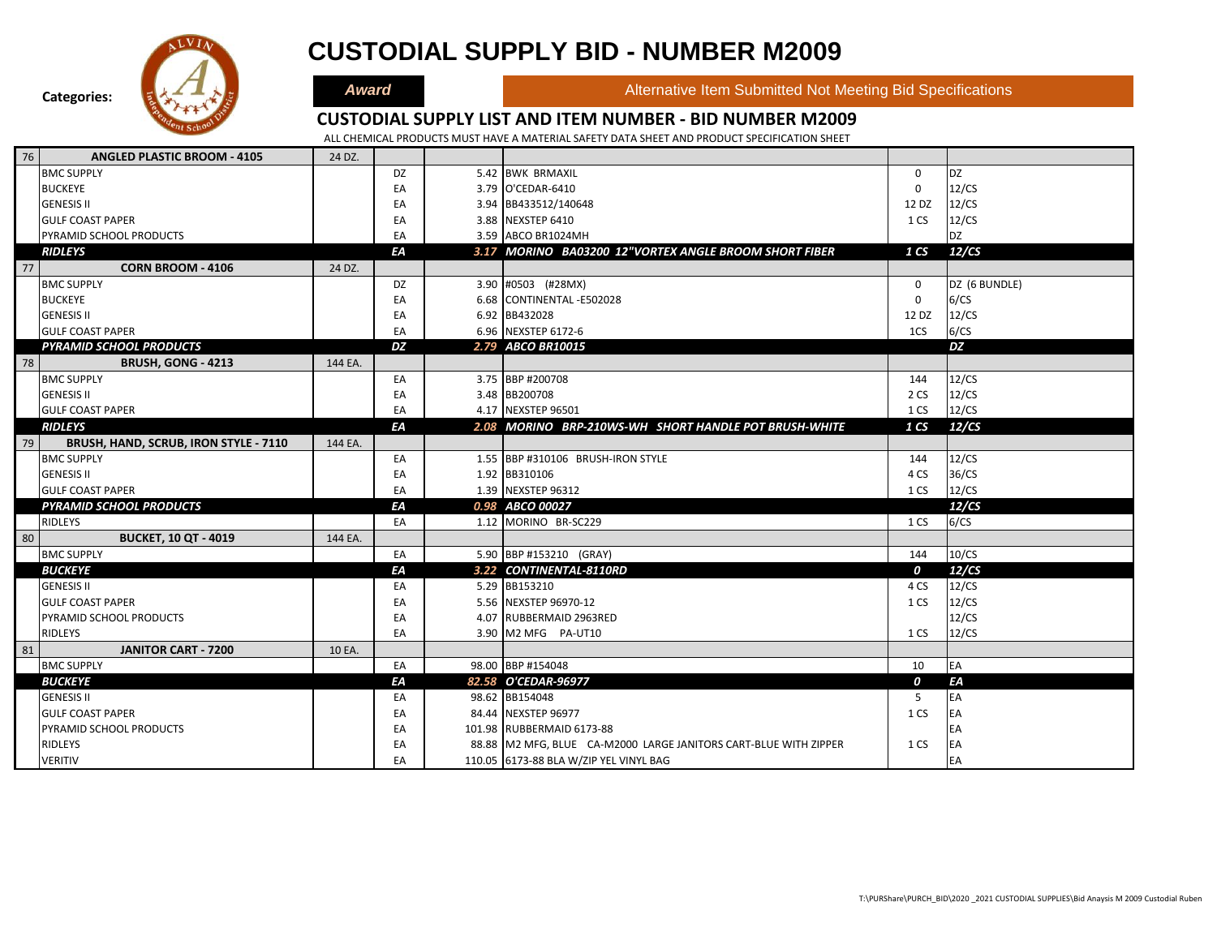# CUSTODIAL SUPPLY BID - NUMBER M2009

**Categories:** ***Award*** | Alternative Item Submitted Not Meeting Bid Specifications

## CUSTODIAL SUPPLY LIST AND ITEM NUMBER - BID NUMBER M2009

ALL CHEMICAL PRODUCTS MUST HAVE A MATERIAL SAFETY DATA SHEET AND PRODUCT SPECIFICATION SHEET

| # | Item / Vendor | Qty | Unit | Price | Description | Min. | Pack |
|---|---|---|---|---|---|---|---|
| 76 | **ANGLED PLASTIC BROOM - 4105** | 24 DZ. | | | | | |
| | BMC SUPPLY | | DZ | 5.42 | BWK BRMAXIL | 0 | DZ |
| | BUCKEYE | | EA | 3.79 | O'CEDAR-6410 | 0 | 12/CS |
| | GENESIS II | | EA | 3.94 | BB433512/140648 | 12 DZ | 12/CS |
| | GULF COAST PAPER | | EA | 3.88 | NEXSTEP 6410 | 1 CS | 12/CS |
| | PYRAMID SCHOOL PRODUCTS | | EA | 3.59 | ABCO BR1024MH | | DZ |
| | ***RIDLEYS*** | | ***EA*** | ***3.17*** | ***MORINO BA03200 12"VORTEX ANGLE BROOM SHORT FIBER*** | ***1 CS*** | ***12/CS*** |
| 77 | **CORN BROOM - 4106** | 24 DZ. | | | | | |
| | BMC SUPPLY | | DZ | 3.90 | #0503 (#28MX) | 0 | DZ (6 BUNDLE) |
| | BUCKEYE | | EA | 6.68 | CONTINENTAL -E502028 | 0 | 6/CS |
| | GENESIS II | | EA | 6.92 | BB432028 | 12 DZ | 12/CS |
| | GULF COAST PAPER | | EA | 6.96 | NEXSTEP 6172-6 | 1CS | 6/CS |
| | ***PYRAMID SCHOOL PRODUCTS*** | | ***DZ*** | ***2.79*** | ***ABCO BR10015*** | | ***DZ*** |
| 78 | **BRUSH, GONG - 4213** | 144 EA. | | | | | |
| | BMC SUPPLY | | EA | 3.75 | BBP #200708 | 144 | 12/CS |
| | GENESIS II | | EA | 3.48 | BB200708 | 2 CS | 12/CS |
| | GULF COAST PAPER | | EA | 4.17 | NEXSTEP 96501 | 1 CS | 12/CS |
| | ***RIDLEYS*** | | ***EA*** | ***2.08*** | ***MORINO BRP-210WS-WH SHORT HANDLE POT BRUSH-WHITE*** | ***1 CS*** | ***12/CS*** |
| 79 | **BRUSH, HAND, SCRUB, IRON STYLE - 7110** | 144 EA. | | | | | |
| | BMC SUPPLY | | EA | 1.55 | BBP #310106 BRUSH-IRON STYLE | 144 | 12/CS |
| | GENESIS II | | EA | 1.92 | BB310106 | 4 CS | 36/CS |
| | GULF COAST PAPER | | EA | 1.39 | NEXSTEP 96312 | 1 CS | 12/CS |
| | ***PYRAMID SCHOOL PRODUCTS*** | | ***EA*** | ***0.98*** | ***ABCO 00027*** | | ***12/CS*** |
| | RIDLEYS | | EA | 1.12 | MORINO BR-SC229 | 1 CS | 6/CS |
| 80 | **BUCKET, 10 QT - 4019** | 144 EA. | | | | | |
| | BMC SUPPLY | | EA | 5.90 | BBP #153210 (GRAY) | 144 | 10/CS |
| | ***BUCKEYE*** | | ***EA*** | ***3.22*** | ***CONTINENTAL-8110RD*** | ***0*** | ***12/CS*** |
| | GENESIS II | | EA | 5.29 | BB153210 | 4 CS | 12/CS |
| | GULF COAST PAPER | | EA | 5.56 | NEXSTEP 96970-12 | 1 CS | 12/CS |
| | PYRAMID SCHOOL PRODUCTS | | EA | 4.07 | RUBBERMAID 2963RED | | 12/CS |
| | RIDLEYS | | EA | 3.90 | M2 MFG PA-UT10 | 1 CS | 12/CS |
| 81 | **JANITOR CART - 7200** | 10 EA. | | | | | |
| | BMC SUPPLY | | EA | 98.00 | BBP #154048 | 10 | EA |
| | ***BUCKEYE*** | | ***EA*** | ***82.58*** | ***O'CEDAR-96977*** | ***0*** | ***EA*** |
| | GENESIS II | | EA | 98.62 | BB154048 | 5 | EA |
| | GULF COAST PAPER | | EA | 84.44 | NEXSTEP 96977 | 1 CS | EA |
| | PYRAMID SCHOOL PRODUCTS | | EA | 101.98 | RUBBERMAID 6173-88 | | EA |
| | RIDLEYS | | EA | 88.88 | M2 MFG, BLUE CA-M2000 LARGE JANITORS CART-BLUE WITH ZIPPER | 1 CS | EA |
| | VERITIV | | EA | 110.05 | 6173-88 BLA W/ZIP YEL VINYL BAG | | EA |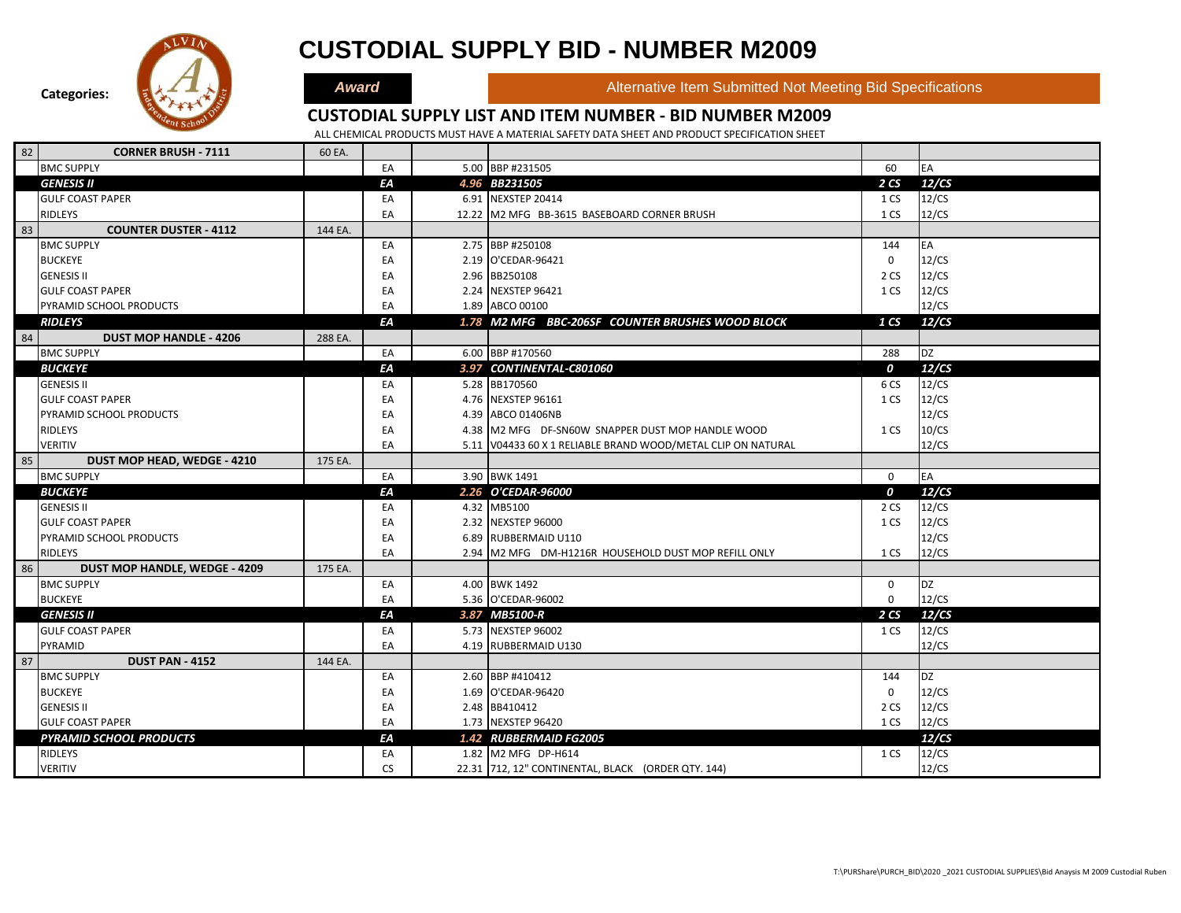# CUSTODIAL SUPPLY BID - NUMBER M2009

**Categories:** ***Award*** | Alternative Item Submitted Not Meeting Bid Specifications

## CUSTODIAL SUPPLY LIST AND ITEM NUMBER - BID NUMBER M2009

ALL CHEMICAL PRODUCTS MUST HAVE A MATERIAL SAFETY DATA SHEET AND PRODUCT SPECIFICATION SHEET

| # | Item / Vendor | Qty | Unit | Price | Description | Min | Pack |
|---|---|---|---|---|---|---|---|
| 82 | **CORNER BRUSH - 7111** | 60 EA. | | | | | |
| | BMC SUPPLY | | EA | 5.00 | BBP #231505 | 60 | EA |
| | ***GENESIS II*** | | ***EA*** | ***4.96*** | ***BB231505*** | ***2 CS*** | ***12/CS*** |
| | GULF COAST PAPER | | EA | 6.91 | NEXSTEP 20414 | 1 CS | 12/CS |
| | RIDLEYS | | EA | 12.22 | M2 MFG BB-3615 BASEBOARD CORNER BRUSH | 1 CS | 12/CS |
| 83 | **COUNTER DUSTER - 4112** | 144 EA. | | | | | |
| | BMC SUPPLY | | EA | 2.75 | BBP #250108 | 144 | EA |
| | BUCKEYE | | EA | 2.19 | O'CEDAR-96421 | 0 | 12/CS |
| | GENESIS II | | EA | 2.96 | BB250108 | 2 CS | 12/CS |
| | GULF COAST PAPER | | EA | 2.24 | NEXSTEP 96421 | 1 CS | 12/CS |
| | PYRAMID SCHOOL PRODUCTS | | EA | 1.89 | ABCO 00100 | | 12/CS |
| | ***RIDLEYS*** | | ***EA*** | ***1.78*** | ***M2 MFG BBC-206SF COUNTER BRUSHES WOOD BLOCK*** | ***1 CS*** | ***12/CS*** |
| 84 | **DUST MOP HANDLE - 4206** | 288 EA. | | | | | |
| | BMC SUPPLY | | EA | 6.00 | BBP #170560 | 288 | DZ |
| | ***BUCKEYE*** | | ***EA*** | ***3.97*** | ***CONTINENTAL-C801060*** | ***0*** | ***12/CS*** |
| | GENESIS II | | EA | 5.28 | BB170560 | 6 CS | 12/CS |
| | GULF COAST PAPER | | EA | 4.76 | NEXSTEP 96161 | 1 CS | 12/CS |
| | PYRAMID SCHOOL PRODUCTS | | EA | 4.39 | ABCO 01406NB | | 12/CS |
| | RIDLEYS | | EA | 4.38 | M2 MFG DF-SN60W SNAPPER DUST MOP HANDLE WOOD | 1 CS | 10/CS |
| | VERITIV | | EA | 5.11 | V04433 60 X 1 RELIABLE BRAND WOOD/METAL CLIP ON NATURAL | | 12/CS |
| 85 | **DUST MOP HEAD, WEDGE - 4210** | 175 EA. | | | | | |
| | BMC SUPPLY | | EA | 3.90 | BWK 1491 | 0 | EA |
| | ***BUCKEYE*** | | ***EA*** | ***2.26*** | ***O'CEDAR-96000*** | ***0*** | ***12/CS*** |
| | GENESIS II | | EA | 4.32 | MB5100 | 2 CS | 12/CS |
| | GULF COAST PAPER | | EA | 2.32 | NEXSTEP 96000 | 1 CS | 12/CS |
| | PYRAMID SCHOOL PRODUCTS | | EA | 6.89 | RUBBERMAID U110 | | 12/CS |
| | RIDLEYS | | EA | 2.94 | M2 MFG DM-H1216R HOUSEHOLD DUST MOP REFILL ONLY | 1 CS | 12/CS |
| 86 | **DUST MOP HANDLE, WEDGE - 4209** | 175 EA. | | | | | |
| | BMC SUPPLY | | EA | 4.00 | BWK 1492 | 0 | DZ |
| | BUCKEYE | | EA | 5.36 | O'CEDAR-96002 | 0 | 12/CS |
| | ***GENESIS II*** | | ***EA*** | ***3.87*** | ***MB5100-R*** | ***2 CS*** | ***12/CS*** |
| | GULF COAST PAPER | | EA | 5.73 | NEXSTEP 96002 | 1 CS | 12/CS |
| | PYRAMID | | EA | 4.19 | RUBBERMAID U130 | | 12/CS |
| 87 | **DUST PAN - 4152** | 144 EA. | | | | | |
| | BMC SUPPLY | | EA | 2.60 | BBP #410412 | 144 | DZ |
| | BUCKEYE | | EA | 1.69 | O'CEDAR-96420 | 0 | 12/CS |
| | GENESIS II | | EA | 2.48 | BB410412 | 2 CS | 12/CS |
| | GULF COAST PAPER | | EA | 1.73 | NEXSTEP 96420 | 1 CS | 12/CS |
| | ***PYRAMID SCHOOL PRODUCTS*** | | ***EA*** | ***1.42*** | ***RUBBERMAID FG2005*** | | ***12/CS*** |
| | RIDLEYS | | EA | 1.82 | M2 MFG DP-H614 | 1 CS | 12/CS |
| | VERITIV | | CS | 22.31 | 712, 12" CONTINENTAL, BLACK (ORDER QTY. 144) | | 12/CS |

T:\PURShare\PURCH_BID\2020 _2021 CUSTODIAL SUPPLIES\Bid Anaysis M 2009 Custodial Ruben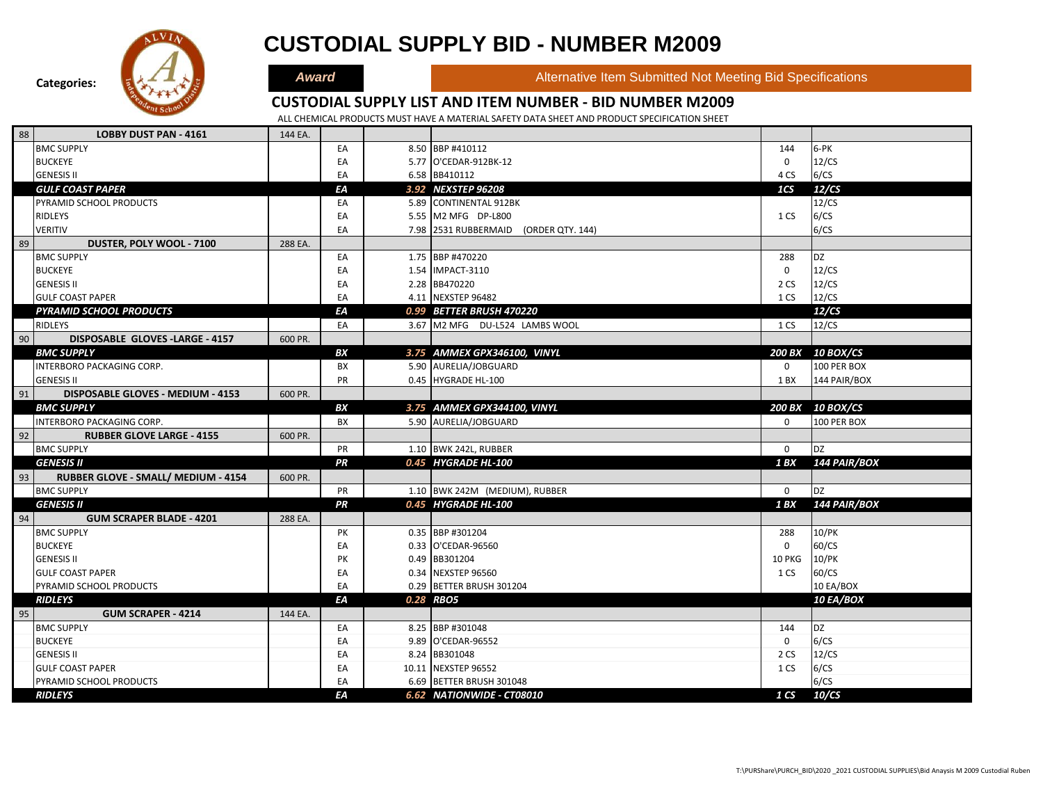# CUSTODIAL SUPPLY BID - NUMBER M2009

**Categories:** ***Award*** | Alternative Item Submitted Not Meeting Bid Specifications

## CUSTODIAL SUPPLY LIST AND ITEM NUMBER - BID NUMBER M2009

ALL CHEMICAL PRODUCTS MUST HAVE A MATERIAL SAFETY DATA SHEET AND PRODUCT SPECIFICATION SHEET

| # | Item / Vendor | Qty | Unit | Price | Description | Order Qty | Pack |
|---|---|---|---|---|---|---|---|
| 88 | **LOBBY DUST PAN - 4161** | 144 EA. | | | | | |
| | BMC SUPPLY | | EA | 8.50 | BBP #410112 | 144 | 6-PK |
| | BUCKEYE | | EA | 5.77 | O'CEDAR-912BK-12 | 0 | 12/CS |
| | GENESIS II | | EA | 6.58 | BB410112 | 4 CS | 6/CS |
| | ***GULF COAST PAPER*** | | ***EA*** | ***3.92*** | ***NEXSTEP 96208*** | ***1CS*** | ***12/CS*** |
| | PYRAMID SCHOOL PRODUCTS | | EA | 5.89 | CONTINENTAL 912BK | | 12/CS |
| | RIDLEYS | | EA | 5.55 | M2 MFG DP-L800 | 1 CS | 6/CS |
| | VERITIV | | EA | 7.98 | 2531 RUBBERMAID (ORDER QTY. 144) | | 6/CS |
| 89 | **DUSTER, POLY WOOL - 7100** | 288 EA. | | | | | |
| | BMC SUPPLY | | EA | 1.75 | BBP #470220 | 288 | DZ |
| | BUCKEYE | | EA | 1.54 | IMPACT-3110 | 0 | 12/CS |
| | GENESIS II | | EA | 2.28 | BB470220 | 2 CS | 12/CS |
| | GULF COAST PAPER | | EA | 4.11 | NEXSTEP 96482 | 1 CS | 12/CS |
| | ***PYRAMID SCHOOL PRODUCTS*** | | ***EA*** | ***0.99*** | ***BETTER BRUSH 470220*** | | ***12/CS*** |
| | RIDLEYS | | EA | 3.67 | M2 MFG DU-L524 LAMBS WOOL | 1 CS | 12/CS |
| 90 | **DISPOSABLE GLOVES -LARGE - 4157** | 600 PR. | | | | | |
| | ***BMC SUPPLY*** | | ***BX*** | ***3.75*** | ***AMMEX GPX346100, VINYL*** | ***200 BX*** | ***10 BOX/CS*** |
| | INTERBORO PACKAGING CORP. | | BX | 5.90 | AURELIA/JOBGUARD | 0 | 100 PER BOX |
| | GENESIS II | | PR | 0.45 | HYGRADE HL-100 | 1 BX | 144 PAIR/BOX |
| 91 | **DISPOSABLE GLOVES - MEDIUM - 4153** | 600 PR. | | | | | |
| | ***BMC SUPPLY*** | | ***BX*** | ***3.75*** | ***AMMEX GPX344100, VINYL*** | ***200 BX*** | ***10 BOX/CS*** |
| | INTERBORO PACKAGING CORP. | | BX | 5.90 | AURELIA/JOBGUARD | 0 | 100 PER BOX |
| 92 | **RUBBER GLOVE LARGE - 4155** | 600 PR. | | | | | |
| | BMC SUPPLY | | PR | 1.10 | BWK 242L, RUBBER | 0 | DZ |
| | ***GENESIS II*** | | ***PR*** | ***0.45*** | ***HYGRADE HL-100*** | ***1 BX*** | ***144 PAIR/BOX*** |
| 93 | **RUBBER GLOVE - SMALL/ MEDIUM - 4154** | 600 PR. | | | | | |
| | BMC SUPPLY | | PR | 1.10 | BWK 242M (MEDIUM), RUBBER | 0 | DZ |
| | ***GENESIS II*** | | ***PR*** | ***0.45*** | ***HYGRADE HL-100*** | ***1 BX*** | ***144 PAIR/BOX*** |
| 94 | **GUM SCRAPER BLADE - 4201** | 288 EA. | | | | | |
| | BMC SUPPLY | | PK | 0.35 | BBP #301204 | 288 | 10/PK |
| | BUCKEYE | | EA | 0.33 | O'CEDAR-96560 | 0 | 60/CS |
| | GENESIS II | | PK | 0.49 | BB301204 | 10 PKG | 10/PK |
| | GULF COAST PAPER | | EA | 0.34 | NEXSTEP 96560 | 1 CS | 60/CS |
| | PYRAMID SCHOOL PRODUCTS | | EA | 0.29 | BETTER BRUSH 301204 | | 10 EA/BOX |
| | ***RIDLEYS*** | | ***EA*** | ***0.28*** | ***RBO5*** | | ***10 EA/BOX*** |
| 95 | **GUM SCRAPER - 4214** | 144 EA. | | | | | |
| | BMC SUPPLY | | EA | 8.25 | BBP #301048 | 144 | DZ |
| | BUCKEYE | | EA | 9.89 | O'CEDAR-96552 | 0 | 6/CS |
| | GENESIS II | | EA | 8.24 | BB301048 | 2 CS | 12/CS |
| | GULF COAST PAPER | | EA | 10.11 | NEXSTEP 96552 | 1 CS | 6/CS |
| | PYRAMID SCHOOL PRODUCTS | | EA | 6.69 | BETTER BRUSH 301048 | | 6/CS |
| | ***RIDLEYS*** | | ***EA*** | ***6.62*** | ***NATIONWIDE - CT08010*** | ***1 CS*** | ***10/CS*** |

T:\PURShare\PURCH_BID\2020 _2021 CUSTODIAL SUPPLIES\Bid Anaysis M 2009 Custodial Ruben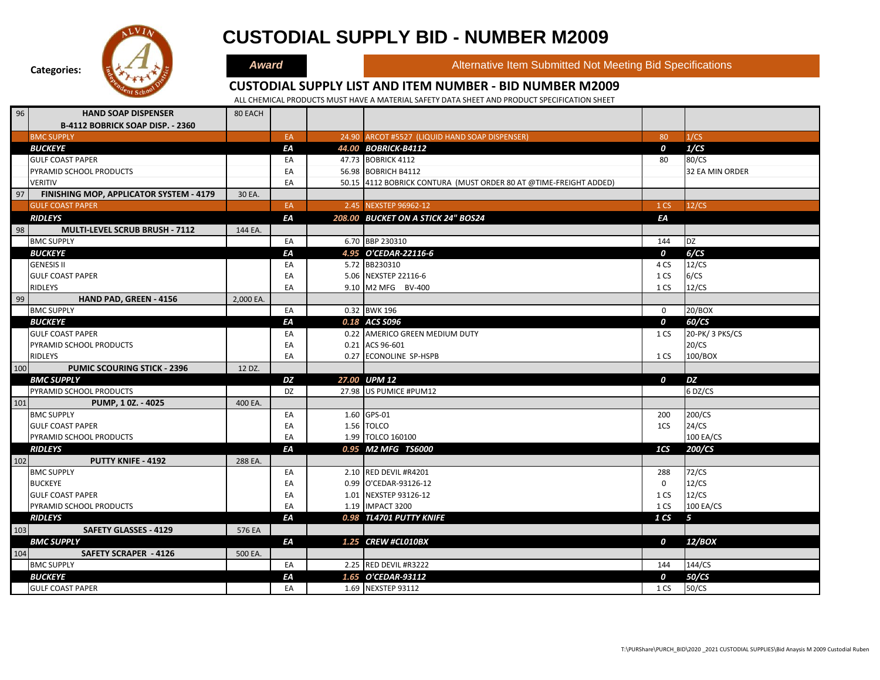# CUSTODIAL SUPPLY BID - NUMBER M2009

**Categories:** ***Award*** | Alternative Item Submitted Not Meeting Bid Specifications

## CUSTODIAL SUPPLY LIST AND ITEM NUMBER - BID NUMBER M2009

ALL CHEMICAL PRODUCTS MUST HAVE A MATERIAL SAFETY DATA SHEET AND PRODUCT SPECIFICATION SHEET

| No. | Item / Vendor | Quantity | Unit | Price | Description | | |
|---|---|---|---|---|---|---|---|
| 96 | **HAND SOAP DISPENSER B-4112 BOBRICK SOAP DISP. - 2360** | 80 EACH | | | | | |
| | BMC SUPPLY | | EA | 24.90 | ARCOT #5527 (LIQUID HAND SOAP DISPENSER) | 80 | 1/CS |
| | ***BUCKEYE*** | | ***EA*** | ***44.00*** | ***BOBRICK-B4112*** | ***0*** | ***1/CS*** |
| | GULF COAST PAPER | | EA | 47.73 | BOBRICK 4112 | 80 | 80/CS |
| | PYRAMID SCHOOL PRODUCTS | | EA | 56.98 | BOBRICH B4112 | | 32 EA MIN ORDER |
| | VERITIV | | EA | 50.15 | 4112 BOBRICK CONTURA (MUST ORDER 80 AT @TIME-FREIGHT ADDED) | | |
| 97 | **FINISHING MOP, APPLICATOR SYSTEM - 4179** | 30 EA. | | | | | |
| | GULF COAST PAPER | | EA | 2.45 | NEXSTEP 96962-12 | 1 CS | 12/CS |
| | ***RIDLEYS*** | | ***EA*** | ***208.00*** | ***BUCKET ON A STICK 24" BOS24*** | ***EA*** | |
| 98 | **MULTI-LEVEL SCRUB BRUSH - 7112** | 144 EA. | | | | | |
| | BMC SUPPLY | | EA | 6.70 | BBP 230310 | 144 | DZ |
| | ***BUCKEYE*** | | ***EA*** | ***4.95*** | ***O'CEDAR-22116-6*** | ***0*** | ***6/CS*** |
| | GENESIS II | | EA | 5.72 | BB230310 | 4 CS | 12/CS |
| | GULF COAST PAPER | | EA | 5.06 | NEXSTEP 22116-6 | 1 CS | 6/CS |
| | RIDLEYS | | EA | 9.10 | M2 MFG BV-400 | 1 CS | 12/CS |
| 99 | **HAND PAD, GREEN - 4156** | 2,000 EA. | | | | | |
| | BMC SUPPLY | | EA | 0.32 | BWK 196 | 0 | 20/BOX |
| | ***BUCKEYE*** | | ***EA*** | ***0.18*** | ***ACS S096*** | ***0*** | ***60/CS*** |
| | GULF COAST PAPER | | EA | 0.22 | AMERICO GREEN MEDIUM DUTY | 1 CS | 20-PK/ 3 PKS/CS |
| | PYRAMID SCHOOL PRODUCTS | | EA | 0.21 | ACS 96-601 | | 20/CS |
| | RIDLEYS | | EA | 0.27 | ECONOLINE SP-HSPB | 1 CS | 100/BOX |
| 100 | **PUMIC SCOURING STICK - 2396** | 12 DZ. | | | | | |
| | ***BMC SUPPLY*** | | ***DZ*** | ***27.00*** | ***UPM 12*** | ***0*** | ***DZ*** |
| | PYRAMID SCHOOL PRODUCTS | | DZ | 27.98 | US PUMICE #PUM12 | | 6 DZ/CS |
| 101 | **PUMP, 1 0Z. - 4025** | 400 EA. | | | | | |
| | BMC SUPPLY | | EA | 1.60 | GPS-01 | 200 | 200/CS |
| | GULF COAST PAPER | | EA | 1.56 | TOLCO | 1CS | 24/CS |
| | PYRAMID SCHOOL PRODUCTS | | EA | 1.99 | TOLCO 160100 | | 100 EA/CS |
| | ***RIDLEYS*** | | ***EA*** | ***0.95*** | ***M2 MFG TS6000*** | ***1CS*** | ***200/CS*** |
| 102 | **PUTTY KNIFE - 4192** | 288 EA. | | | | | |
| | BMC SUPPLY | | EA | 2.10 | RED DEVIL #R4201 | 288 | 72/CS |
| | BUCKEYE | | EA | 0.99 | O'CEDAR-93126-12 | 0 | 12/CS |
| | GULF COAST PAPER | | EA | 1.01 | NEXSTEP 93126-12 | 1 CS | 12/CS |
| | PYRAMID SCHOOL PRODUCTS | | EA | 1.19 | IMPACT 3200 | 1 CS | 100 EA/CS |
| | ***RIDLEYS*** | | ***EA*** | ***0.98*** | ***TL4701 PUTTY KNIFE*** | ***1 CS*** | ***5*** |
| 103 | **SAFETY GLASSES - 4129** | 576 EA | | | | | |
| | ***BMC SUPPLY*** | | ***EA*** | ***1.25*** | ***CREW #CL010BX*** | ***0*** | ***12/BOX*** |
| 104 | **SAFETY SCRAPER - 4126** | 500 EA. | | | | | |
| | BMC SUPPLY | | EA | 2.25 | RED DEVIL #R3222 | 144 | 144/CS |
| | ***BUCKEYE*** | | ***EA*** | ***1.65*** | ***O'CEDAR-93112*** | ***0*** | ***50/CS*** |
| | GULF COAST PAPER | | EA | 1.69 | NEXSTEP 93112 | 1 CS | 50/CS |

T:\PURShare\PURCH_BID\2020 _2021 CUSTODIAL SUPPLIES\Bid Anaysis M 2009 Custodial Ruben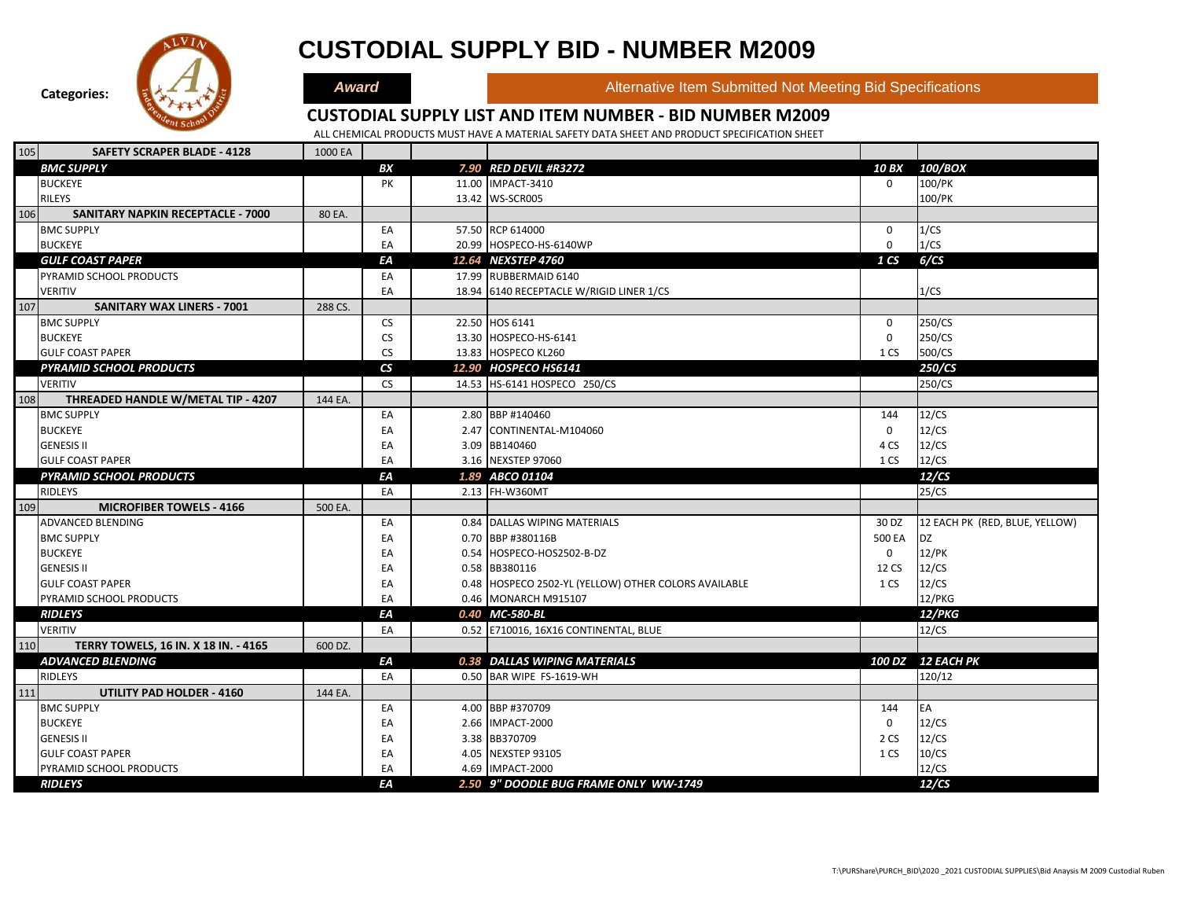# CUSTODIAL SUPPLY BID - NUMBER M2009

Categories: **Award** | Alternative Item Submitted Not Meeting Bid Specifications

## CUSTODIAL SUPPLY LIST AND ITEM NUMBER - BID NUMBER M2009

ALL CHEMICAL PRODUCTS MUST HAVE A MATERIAL SAFETY DATA SHEET AND PRODUCT SPECIFICATION SHEET

| # | Item / Vendor | Qty | Unit | Price | Description | Stock | Pack |
|---|---|---|---|---|---|---|---|
| 105 | **SAFETY SCRAPER BLADE - 4128** | 1000 EA | | | | | |
| | ***BMC SUPPLY*** | | ***BX*** | ***7.90*** | ***RED DEVIL #R3272*** | ***10 BX*** | ***100/BOX*** |
| | BUCKEYE | | PK | 11.00 | IMPACT-3410 | 0 | 100/PK |
| | RILEYS | | | 13.42 | WS-SCR005 | | 100/PK |
| 106 | **SANITARY NAPKIN RECEPTACLE - 7000** | 80 EA. | | | | | |
| | BMC SUPPLY | | EA | 57.50 | RCP 614000 | 0 | 1/CS |
| | BUCKEYE | | EA | 20.99 | HOSPECO-HS-6140WP | 0 | 1/CS |
| | ***GULF COAST PAPER*** | | ***EA*** | ***12.64*** | ***NEXSTEP 4760*** | ***1 CS*** | ***6/CS*** |
| | PYRAMID SCHOOL PRODUCTS | | EA | 17.99 | RUBBERMAID 6140 | | |
| | VERITIV | | EA | 18.94 | 6140 RECEPTACLE W/RIGID LINER 1/CS | | 1/CS |
| 107 | **SANITARY WAX LINERS - 7001** | 288 CS. | | | | | |
| | BMC SUPPLY | | CS | 22.50 | HOS 6141 | 0 | 250/CS |
| | BUCKEYE | | CS | 13.30 | HOSPECO-HS-6141 | 0 | 250/CS |
| | GULF COAST PAPER | | CS | 13.83 | HOSPECO KL260 | 1 CS | 500/CS |
| | ***PYRAMID SCHOOL PRODUCTS*** | | ***CS*** | ***12.90*** | ***HOSPECO HS6141*** | | ***250/CS*** |
| | VERITIV | | CS | 14.53 | HS-6141 HOSPECO 250/CS | | 250/CS |
| 108 | **THREADED HANDLE W/METAL TIP - 4207** | 144 EA. | | | | | |
| | BMC SUPPLY | | EA | 2.80 | BBP #140460 | 144 | 12/CS |
| | BUCKEYE | | EA | 2.47 | CONTINENTAL-M104060 | 0 | 12/CS |
| | GENESIS II | | EA | 3.09 | BB140460 | 4 CS | 12/CS |
| | GULF COAST PAPER | | EA | 3.16 | NEXSTEP 97060 | 1 CS | 12/CS |
| | ***PYRAMID SCHOOL PRODUCTS*** | | ***EA*** | ***1.89*** | ***ABCO 01104*** | | ***12/CS*** |
| | RIDLEYS | | EA | 2.13 | FH-W360MT | | 25/CS |
| 109 | **MICROFIBER TOWELS - 4166** | 500 EA. | | | | | |
| | ADVANCED BLENDING | | EA | 0.84 | DALLAS WIPING MATERIALS | 30 DZ | 12 EACH PK (RED, BLUE, YELLOW) |
| | BMC SUPPLY | | EA | 0.70 | BBP #380116B | 500 EA | DZ |
| | BUCKEYE | | EA | 0.54 | HOSPECO-HOS2502-B-DZ | 0 | 12/PK |
| | GENESIS II | | EA | 0.58 | BB380116 | 12 CS | 12/CS |
| | GULF COAST PAPER | | EA | 0.48 | HOSPECO 2502-YL (YELLOW) OTHER COLORS AVAILABLE | 1 CS | 12/CS |
| | PYRAMID SCHOOL PRODUCTS | | EA | 0.46 | MONARCH M915107 | | 12/PKG |
| | ***RIDLEYS*** | | ***EA*** | ***0.40*** | ***MC-580-BL*** | | ***12/PKG*** |
| | VERITIV | | EA | 0.52 | E710016, 16X16 CONTINENTAL, BLUE | | 12/CS |
| 110 | **TERRY TOWELS, 16 IN. X 18 IN. - 4165** | 600 DZ. | | | | | |
| | ***ADVANCED BLENDING*** | | ***EA*** | ***0.38*** | ***DALLAS WIPING MATERIALS*** | ***100 DZ*** | ***12 EACH PK*** |
| | RIDLEYS | | EA | 0.50 | BAR WIPE FS-1619-WH | | 120/12 |
| 111 | **UTILITY PAD HOLDER - 4160** | 144 EA. | | | | | |
| | BMC SUPPLY | | EA | 4.00 | BBP #370709 | 144 | EA |
| | BUCKEYE | | EA | 2.66 | IMPACT-2000 | 0 | 12/CS |
| | GENESIS II | | EA | 3.38 | BB370709 | 2 CS | 12/CS |
| | GULF COAST PAPER | | EA | 4.05 | NEXSTEP 93105 | 1 CS | 10/CS |
| | PYRAMID SCHOOL PRODUCTS | | EA | 4.69 | IMPACT-2000 | | 12/CS |
| | ***RIDLEYS*** | | ***EA*** | ***2.50*** | ***9" DOODLE BUG FRAME ONLY WW-1749*** | | ***12/CS*** |

T:\PURShare\PURCH_BID\2020 _2021 CUSTODIAL SUPPLIES\Bid Anaysis M 2009 Custodial Ruben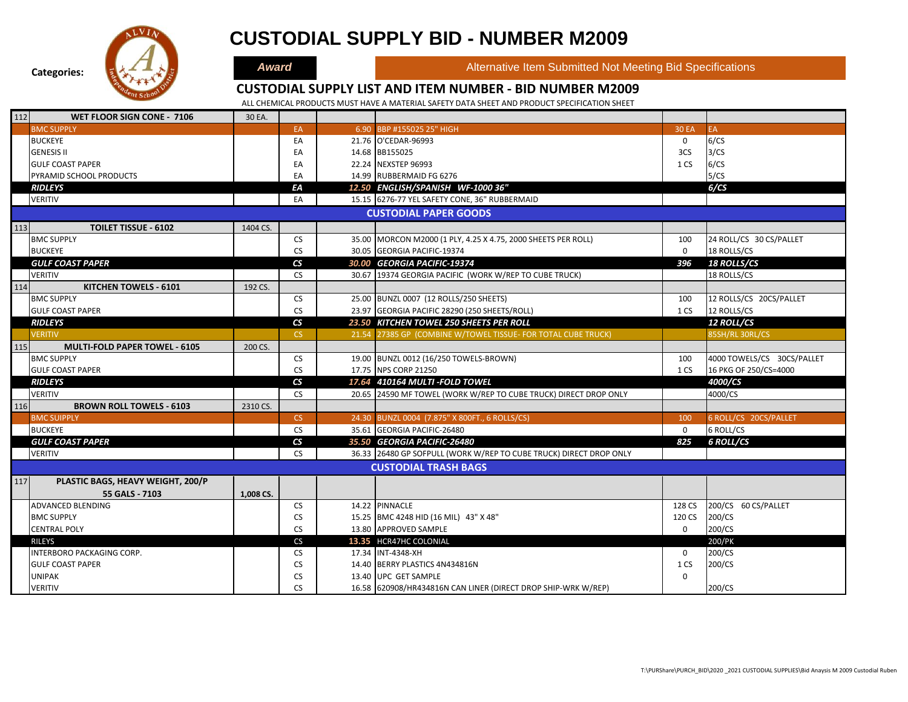# CUSTODIAL SUPPLY BID - NUMBER M2009

**Categories:** **Award** | Alternative Item Submitted Not Meeting Bid Specifications

## CUSTODIAL SUPPLY LIST AND ITEM NUMBER - BID NUMBER M2009

ALL CHEMICAL PRODUCTS MUST HAVE A MATERIAL SAFETY DATA SHEET AND PRODUCT SPECIFICATION SHEET

| | | | | | | | |
|---|---|---|---|---|---|---|---|
| 112 | **WET FLOOR SIGN CONE - 7106** | 30 EA. | | | | | |
| | BMC SUPPLY | | EA | 6.90 | BBP #155025 25" HIGH | 30 EA | EA |
| | BUCKEYE | | EA | 21.76 | O'CEDAR-96993 | 0 | 6/CS |
| | GENESIS II | | EA | 14.68 | BB155025 | 3CS | 3/CS |
| | GULF COAST PAPER | | EA | 22.24 | NEXSTEP 96993 | 1 CS | 6/CS |
| | PYRAMID SCHOOL PRODUCTS | | EA | 14.99 | RUBBERMAID FG 6276 | | 5/CS |
| | ***RIDLEYS*** | | ***EA*** | ***12.50*** | ***ENGLISH/SPANISH WF-1000 36"*** | | ***6/CS*** |
| | VERITIV | | EA | 15.15 | 6276-77 YEL SAFETY CONE, 36" RUBBERMAID | | |
| | | | | | **CUSTODIAL PAPER GOODS** | | |
| 113 | **TOILET TISSUE - 6102** | 1404 CS. | | | | | |
| | BMC SUPPLY | | CS | 35.00 | MORCON M2000 (1 PLY, 4.25 X 4.75, 2000 SHEETS PER ROLL) | 100 | 24 ROLL/CS 30 CS/PALLET |
| | BUCKEYE | | CS | 30.05 | GEORGIA PACIFIC-19374 | 0 | 18 ROLLS/CS |
| | ***GULF COAST PAPER*** | | ***CS*** | ***30.00*** | ***GEORGIA PACIFIC-19374*** | ***396*** | ***18 ROLLS/CS*** |
| | VERITIV | | CS | 30.67 | 19374 GEORGIA PACIFIC (WORK W/REP TO CUBE TRUCK) | | 18 ROLLS/CS |
| 114 | **KITCHEN TOWELS - 6101** | 192 CS. | | | | | |
| | BMC SUPPLY | | CS | 25.00 | BUNZL 0007 (12 ROLLS/250 SHEETS) | 100 | 12 ROLLS/CS 20CS/PALLET |
| | GULF COAST PAPER | | CS | 23.97 | GEORGIA PACIFIC 28290 (250 SHEETS/ROLL) | 1 CS | 12 ROLLS/CS |
| | ***RIDLEYS*** | | ***CS*** | ***23.50*** | ***KITCHEN TOWEL 250 SHEETS PER ROLL*** | | ***12 ROLL/CS*** |
| | VERITIV | | CS | 21.54 | 27385 GP (COMBINE W/TOWEL TISSUE- FOR TOTAL CUBE TRUCK) | | 85SH/RL 30RL/CS |
| 115 | **MULTI-FOLD PAPER TOWEL - 6105** | 200 CS. | | | | | |
| | BMC SUPPLY | | CS | 19.00 | BUNZL 0012 (16/250 TOWELS-BROWN) | 100 | 4000 TOWELS/CS 30CS/PALLET |
| | GULF COAST PAPER | | CS | 17.75 | NPS CORP 21250 | 1 CS | 16 PKG OF 250/CS=4000 |
| | ***RIDLEYS*** | | ***CS*** | ***17.64*** | ***410164 MULTI -FOLD TOWEL*** | | ***4000/CS*** |
| | VERITIV | | CS | 20.65 | 24590 MF TOWEL (WORK W/REP TO CUBE TRUCK) DIRECT DROP ONLY | | 4000/CS |
| 116 | **BROWN ROLL TOWELS - 6103** | 2310 CS. | | | | | |
| | BMC SUIPPLY | | CS | 24.30 | BUNZL 0004 (7.875" X 800FT., 6 ROLLS/CS) | 100 | 6 ROLL/CS 20CS/PALLET |
| | BUCKEYE | | CS | 35.61 | GEORGIA PACIFIC-26480 | 0 | 6 ROLL/CS |
| | ***GULF COAST PAPER*** | | ***CS*** | ***35.50*** | ***GEORGIA PACIFIC-26480*** | ***825*** | ***6 ROLL/CS*** |
| | VERITIV | | CS | 36.33 | 26480 GP SOFPULL (WORK W/REP TO CUBE TRUCK) DIRECT DROP ONLY | | |
| | | | | | **CUSTODIAL TRASH BAGS** | | |
| 117 | **PLASTIC BAGS, HEAVY WEIGHT, 200/P 55 GALS - 7103** | 1,008 CS. | | | | | |
| | ADVANCED BLENDING | | CS | 14.22 | PINNACLE | 128 CS | 200/CS 60 CS/PALLET |
| | BMC SUPPLY | | CS | 15.25 | BMC 4248 HID (16 MIL) 43" X 48" | 120 CS | 200/CS |
| | CENTRAL POLY | | CS | 13.80 | APPROVED SAMPLE | 0 | 200/CS |
| | RILEYS | | CS | 13.35 | HCR47HC COLONIAL | | 200/PK |
| | INTERBORO PACKAGING CORP. | | CS | 17.34 | INT-4348-XH | 0 | 200/CS |
| | GULF COAST PAPER | | CS | 14.40 | BERRY PLASTICS 4N434816N | 1 CS | 200/CS |
| | UNIPAK | | CS | 13.40 | UPC GET SAMPLE | 0 | |
| | VERITIV | | CS | 16.58 | 620908/HR434816N CAN LINER (DIRECT DROP SHIP-WRK W/REP) | | 200/CS |

T:\PURShare\PURCH_BID\2020 _2021 CUSTODIAL SUPPLIES\Bid Anaysis M 2009 Custodial Ruben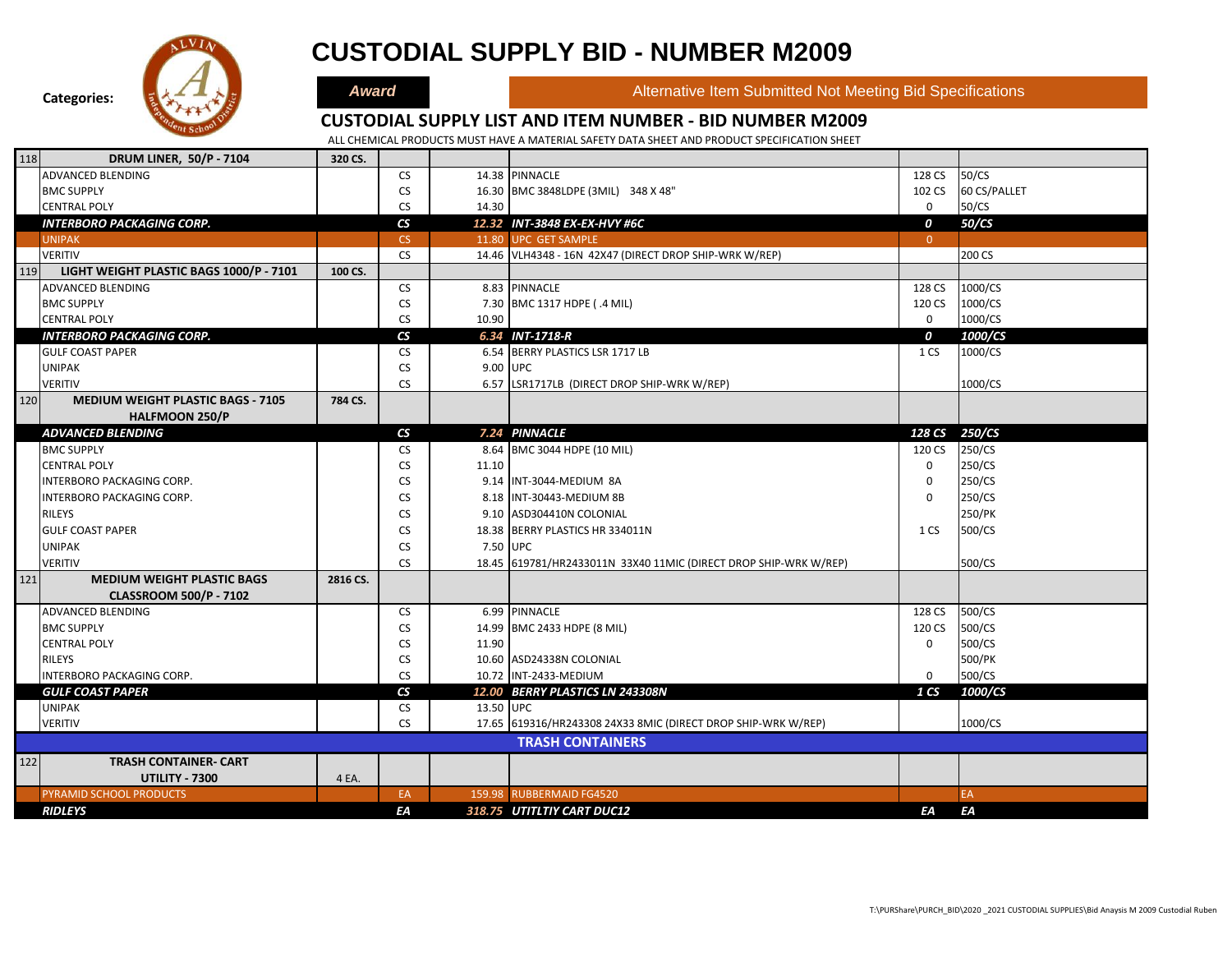# CUSTODIAL SUPPLY BID - NUMBER M2009

Categories: **Award** | Alternative Item Submitted Not Meeting Bid Specifications

## CUSTODIAL SUPPLY LIST AND ITEM NUMBER - BID NUMBER M2009

ALL CHEMICAL PRODUCTS MUST HAVE A MATERIAL SAFETY DATA SHEET AND PRODUCT SPECIFICATION SHEET

| # | Item / Vendor | Qty | Unit | Price | Description | | |
|---|---|---|---|---|---|---|---|
| 118 | **DRUM LINER, 50/P - 7104** | 320 CS. | | | | | |
| | ADVANCED BLENDING | | CS | 14.38 | PINNACLE | 128 CS | 50/CS |
| | BMC SUPPLY | | CS | 16.30 | BMC 3848LDPE (3MIL) 348 X 48" | 102 CS | 60 CS/PALLET |
| | CENTRAL POLY | | CS | 14.30 | | 0 | 50/CS |
| | ***INTERBORO PACKAGING CORP.*** | | ***CS*** | ***12.32*** | ***INT-3848 EX-EX-HVY #6C*** | ***0*** | ***50/CS*** |
| | UNIPAK | | CS | 11.80 | UPC GET SAMPLE | 0 | |
| | VERITIV | | CS | 14.46 | VLH4348 - 16N 42X47 (DIRECT DROP SHIP-WRK W/REP) | | 200 CS |
| 119 | **LIGHT WEIGHT PLASTIC BAGS 1000/P - 7101** | 100 CS. | | | | | |
| | ADVANCED BLENDING | | CS | 8.83 | PINNACLE | 128 CS | 1000/CS |
| | BMC SUPPLY | | CS | 7.30 | BMC 1317 HDPE ( .4 MIL) | 120 CS | 1000/CS |
| | CENTRAL POLY | | CS | 10.90 | | 0 | 1000/CS |
| | ***INTERBORO PACKAGING CORP.*** | | ***CS*** | ***6.34*** | ***INT-1718-R*** | ***0*** | ***1000/CS*** |
| | GULF COAST PAPER | | CS | 6.54 | BERRY PLASTICS LSR 1717 LB | 1 CS | 1000/CS |
| | UNIPAK | | CS | 9.00 | UPC | | |
| | VERITIV | | CS | 6.57 | LSR1717LB (DIRECT DROP SHIP-WRK W/REP) | | 1000/CS |
| 120 | **MEDIUM WEIGHT PLASTIC BAGS - 7105 HALFMOON 250/P** | 784 CS. | | | | | |
| | ***ADVANCED BLENDING*** | | ***CS*** | ***7.24*** | ***PINNACLE*** | ***128 CS*** | ***250/CS*** |
| | BMC SUPPLY | | CS | 8.64 | BMC 3044 HDPE (10 MIL) | 120 CS | 250/CS |
| | CENTRAL POLY | | CS | 11.10 | | 0 | 250/CS |
| | INTERBORO PACKAGING CORP. | | CS | 9.14 | INT-3044-MEDIUM 8A | 0 | 250/CS |
| | INTERBORO PACKAGING CORP. | | CS | 8.18 | INT-30443-MEDIUM 8B | 0 | 250/CS |
| | RILEYS | | CS | 9.10 | ASD304410N COLONIAL | | 250/PK |
| | GULF COAST PAPER | | CS | 18.38 | BERRY PLASTICS HR 334011N | 1 CS | 500/CS |
| | UNIPAK | | CS | 7.50 | UPC | | |
| | VERITIV | | CS | 18.45 | 619781/HR2433011N 33X40 11MIC (DIRECT DROP SHIP-WRK W/REP) | | 500/CS |
| 121 | **MEDIUM WEIGHT PLASTIC BAGS CLASSROOM 500/P - 7102** | 2816 CS. | | | | | |
| | ADVANCED BLENDING | | CS | 6.99 | PINNACLE | 128 CS | 500/CS |
| | BMC SUPPLY | | CS | 14.99 | BMC 2433 HDPE (8 MIL) | 120 CS | 500/CS |
| | CENTRAL POLY | | CS | 11.90 | | 0 | 500/CS |
| | RILEYS | | CS | 10.60 | ASD24338N COLONIAL | | 500/PK |
| | INTERBORO PACKAGING CORP. | | CS | 10.72 | INT-2433-MEDIUM | 0 | 500/CS |
| | ***GULF COAST PAPER*** | | ***CS*** | ***12.00*** | ***BERRY PLASTICS LN 243308N*** | ***1 CS*** | ***1000/CS*** |
| | UNIPAK | | CS | 13.50 | UPC | | |
| | VERITIV | | CS | 17.65 | 619316/HR243308 24X33 8MIC (DIRECT DROP SHIP-WRK W/REP) | | 1000/CS |
| | **TRASH CONTAINERS** | | | | | | |
| 122 | **TRASH CONTAINER- CART UTILITY - 7300** | 4 EA. | | | | | |
| | PYRAMID SCHOOL PRODUCTS | | EA | 159.98 | RUBBERMAID FG4520 | | EA |
| | ***RIDLEYS*** | | ***EA*** | ***318.75*** | ***UTITLTIY CART DUC12*** | ***EA*** | ***EA*** |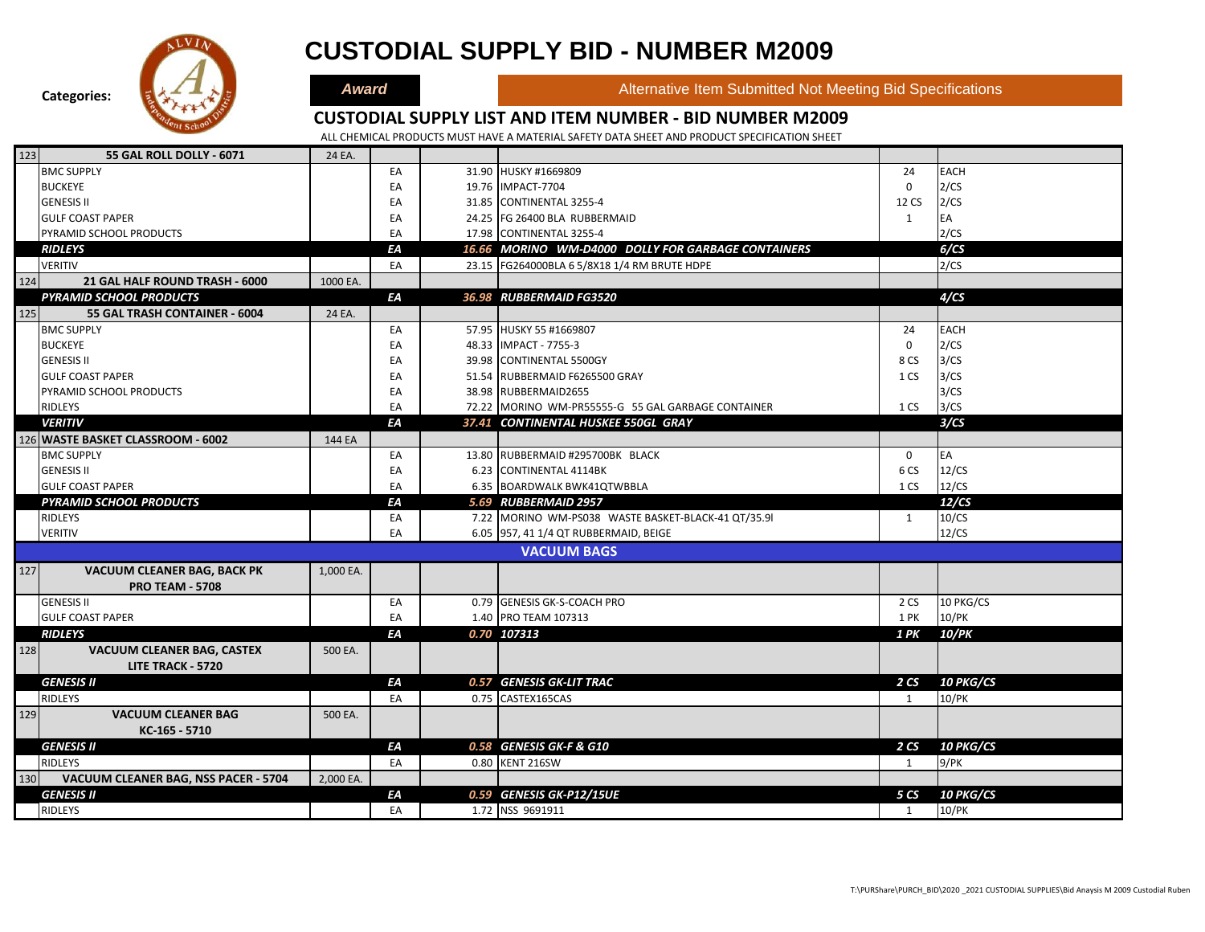# CUSTODIAL SUPPLY BID - NUMBER M2009

**Categories:** ***Award*** | Alternative Item Submitted Not Meeting Bid Specifications

## CUSTODIAL SUPPLY LIST AND ITEM NUMBER - BID NUMBER M2009

ALL CHEMICAL PRODUCTS MUST HAVE A MATERIAL SAFETY DATA SHEET AND PRODUCT SPECIFICATION SHEET

| # | Item / Vendor | Qty | Unit | Price | Description | | |
|---|---|---|---|---|---|---|---|
| 123 | **55 GAL ROLL DOLLY - 6071** | 24 EA. | | | | | |
| | BMC SUPPLY | | EA | 31.90 | HUSKY #1669809 | 24 | EACH |
| | BUCKEYE | | EA | 19.76 | IMPACT-7704 | 0 | 2/CS |
| | GENESIS II | | EA | 31.85 | CONTINENTAL 3255-4 | 12 CS | 2/CS |
| | GULF COAST PAPER | | EA | 24.25 | FG 26400 BLA RUBBERMAID | 1 | EA |
| | PYRAMID SCHOOL PRODUCTS | | EA | 17.98 | CONTINENTAL 3255-4 | | 2/CS |
| | ***RIDLEYS*** | | ***EA*** | ***16.66*** | ***MORINO WM-D4000 DOLLY FOR GARBAGE CONTAINERS*** | | ***6/CS*** |
| | VERITIV | | EA | 23.15 | FG264000BLA 6 5/8X18 1/4 RM BRUTE HDPE | | 2/CS |
| 124 | **21 GAL HALF ROUND TRASH - 6000** | 1000 EA. | | | | | |
| | ***PYRAMID SCHOOL PRODUCTS*** | | ***EA*** | ***36.98*** | ***RUBBERMAID FG3520*** | | ***4/CS*** |
| 125 | **55 GAL TRASH CONTAINER - 6004** | 24 EA. | | | | | |
| | BMC SUPPLY | | EA | 57.95 | HUSKY 55 #1669807 | 24 | EACH |
| | BUCKEYE | | EA | 48.33 | IMPACT - 7755-3 | 0 | 2/CS |
| | GENESIS II | | EA | 39.98 | CONTINENTAL 5500GY | 8 CS | 3/CS |
| | GULF COAST PAPER | | EA | 51.54 | RUBBERMAID F6265500 GRAY | 1 CS | 3/CS |
| | PYRAMID SCHOOL PRODUCTS | | EA | 38.98 | RUBBERMAID2655 | | 3/CS |
| | RIDLEYS | | EA | 72.22 | MORINO WM-PR55555-G 55 GAL GARBAGE CONTAINER | 1 CS | 3/CS |
| | ***VERITIV*** | | ***EA*** | ***37.41*** | ***CONTINENTAL HUSKEE 550GL GRAY*** | | ***3/CS*** |
| 126 | **WASTE BASKET CLASSROOM - 6002** | 144 EA | | | | | |
| | BMC SUPPLY | | EA | 13.80 | RUBBERMAID #295700BK BLACK | 0 | EA |
| | GENESIS II | | EA | 6.23 | CONTINENTAL 4114BK | 6 CS | 12/CS |
| | GULF COAST PAPER | | EA | 6.35 | BOARDWALK BWK41QTWBBLA | 1 CS | 12/CS |
| | ***PYRAMID SCHOOL PRODUCTS*** | | ***EA*** | ***5.69*** | ***RUBBERMAID 2957*** | | ***12/CS*** |
| | RIDLEYS | | EA | 7.22 | MORINO WM-PS038 WASTE BASKET-BLACK-41 QT/35.9l | 1 | 10/CS |
| | VERITIV | | EA | 6.05 | 957, 41 1/4 QT RUBBERMAID, BEIGE | | 12/CS |
| | **VACUUM BAGS** | | | | | | |
| 127 | **VACUUM CLEANER BAG, BACK PK PRO TEAM - 5708** | 1,000 EA. | | | | | |
| | GENESIS II | | EA | 0.79 | GENESIS GK-S-COACH PRO | 2 CS | 10 PKG/CS |
| | GULF COAST PAPER | | EA | 1.40 | PRO TEAM 107313 | 1 PK | 10/PK |
| | ***RIDLEYS*** | | ***EA*** | ***0.70*** | ***107313*** | ***1 PK*** | ***10/PK*** |
| 128 | **VACUUM CLEANER BAG, CASTEX LITE TRACK - 5720** | 500 EA. | | | | | |
| | ***GENESIS II*** | | ***EA*** | ***0.57*** | ***GENESIS GK-LIT TRAC*** | ***2 CS*** | ***10 PKG/CS*** |
| | RIDLEYS | | EA | 0.75 | CASTEX165CAS | 1 | 10/PK |
| 129 | **VACUUM CLEANER BAG KC-165 - 5710** | 500 EA. | | | | | |
| | ***GENESIS II*** | | ***EA*** | ***0.58*** | ***GENESIS GK-F & G10*** | ***2 CS*** | ***10 PKG/CS*** |
| | RIDLEYS | | EA | 0.80 | KENT 216SW | 1 | 9/PK |
| 130 | **VACUUM CLEANER BAG, NSS PACER - 5704** | 2,000 EA. | | | | | |
| | ***GENESIS II*** | | ***EA*** | ***0.59*** | ***GENESIS GK-P12/15UE*** | ***5 CS*** | ***10 PKG/CS*** |
| | RIDLEYS | | EA | 1.72 | NSS 9691911 | 1 | 10/PK |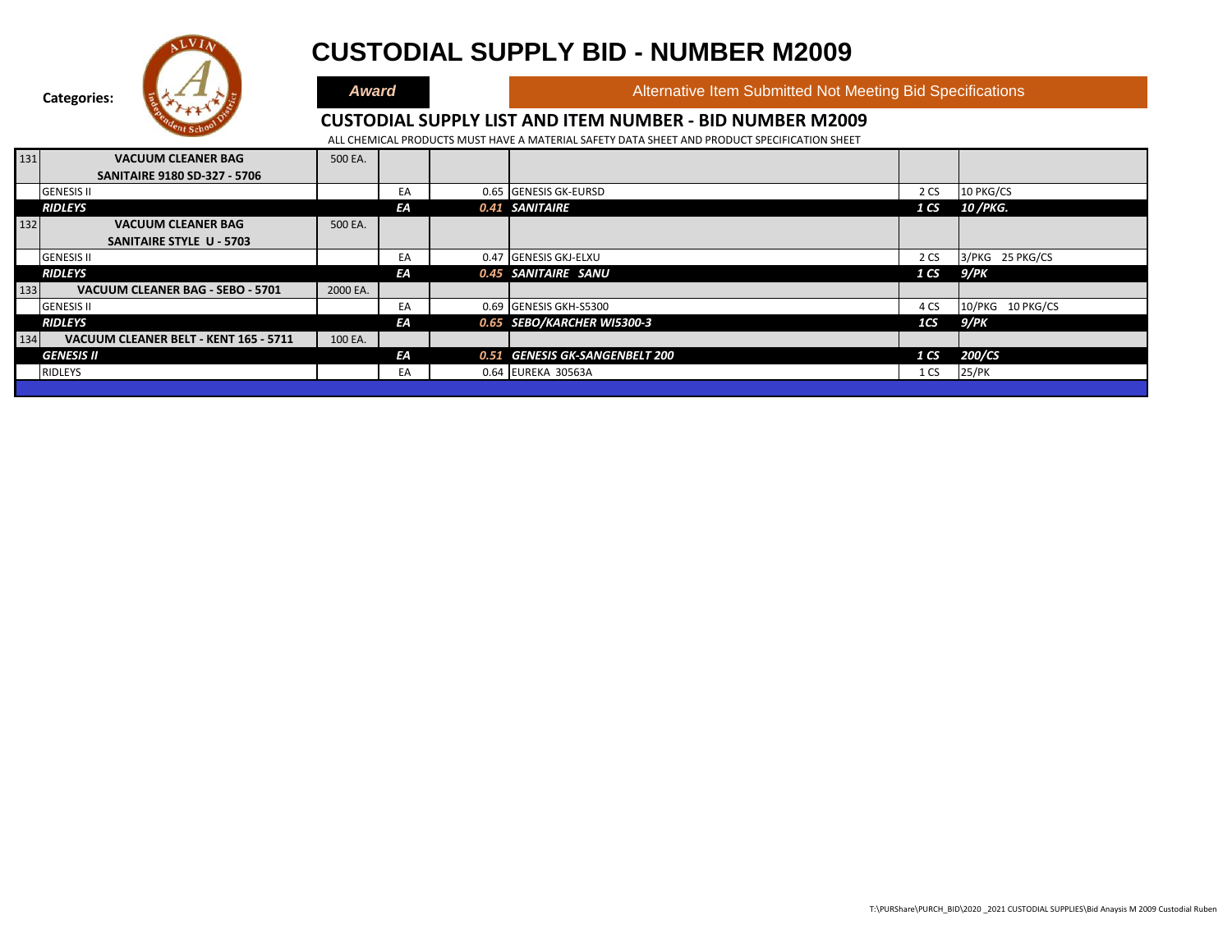# CUSTODIAL SUPPLY BID - NUMBER M2009

**Categories:** **Award** | Alternative Item Submitted Not Meeting Bid Specifications

## CUSTODIAL SUPPLY LIST AND ITEM NUMBER - BID NUMBER M2009

ALL CHEMICAL PRODUCTS MUST HAVE A MATERIAL SAFETY DATA SHEET AND PRODUCT SPECIFICATION SHEET

| | | | | | | | |
|---|---|---|---|---|---|---|---|
| 131 | **VACUUM CLEANER BAG SANITAIRE 9180 SD-327 - 5706** | 500 EA. | | | | | |
| | GENESIS II | | EA | 0.65 | GENESIS GK-EURSD | 2 CS | 10 PKG/CS |
| | ***RIDLEYS*** | | ***EA*** | ***0.41*** | ***SANITAIRE*** | ***1 CS*** | ***10 /PKG.*** |
| 132 | **VACUUM CLEANER BAG SANITAIRE STYLE U - 5703** | 500 EA. | | | | | |
| | GENESIS II | | EA | 0.47 | GENESIS GKJ-ELXU | 2 CS | 3/PKG 25 PKG/CS |
| | ***RIDLEYS*** | | ***EA*** | ***0.45*** | ***SANITAIRE SANU*** | ***1 CS*** | ***9/PK*** |
| 133 | **VACUUM CLEANER BAG - SEBO - 5701** | 2000 EA. | | | | | |
| | GENESIS II | | EA | 0.69 | GENESIS GKH-S5300 | 4 CS | 10/PKG 10 PKG/CS |
| | ***RIDLEYS*** | | ***EA*** | ***0.65*** | ***SEBO/KARCHER WI5300-3*** | ***1CS*** | ***9/PK*** |
| 134 | **VACUUM CLEANER BELT - KENT 165 - 5711** | 100 EA. | | | | | |
| | ***GENESIS II*** | | ***EA*** | ***0.51*** | ***GENESIS GK-SANGENBELT 200*** | ***1 CS*** | ***200/CS*** |
| | RIDLEYS | | EA | 0.64 | EUREKA 30563A | 1 CS | 25/PK |

T:\PURShare\PURCH_BID\2020 _2021 CUSTODIAL SUPPLIES\Bid Anaysis M 2009 Custodial Ruben